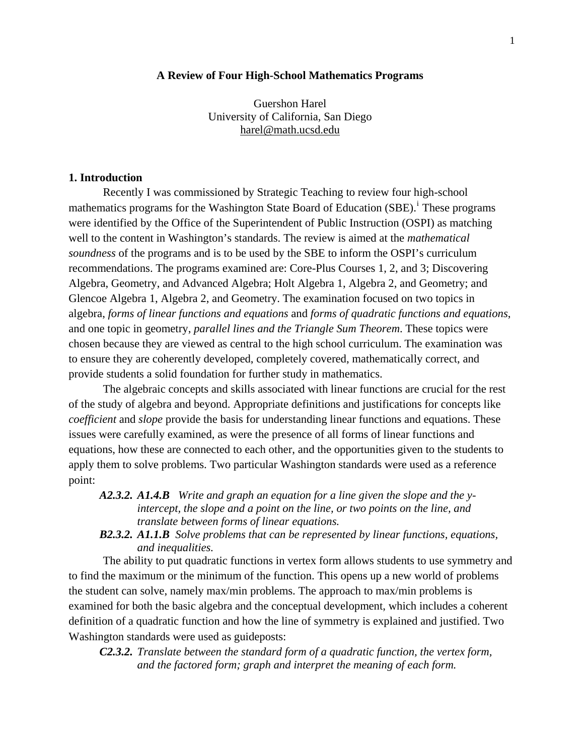# A Review of Four High-School Mathematics Programs

Guershon Harel
University of California, San Diego
harel@math.ucsd.edu

## 1. Introduction

Recently I was commissioned by Strategic Teaching to review four high-school mathematics programs for the Washington State Board of Education (SBE).[i] These programs were identified by the Office of the Superintendent of Public Instruction (OSPI) as matching well to the content in Washington's standards. The review is aimed at the *mathematical soundness* of the programs and is to be used by the SBE to inform the OSPI's curriculum recommendations. The programs examined are: Core-Plus Courses 1, 2, and 3; Discovering Algebra, Geometry, and Advanced Algebra; Holt Algebra 1, Algebra 2, and Geometry; and Glencoe Algebra 1, Algebra 2, and Geometry. The examination focused on two topics in algebra, *forms of linear functions and equations* and *forms of quadratic functions and equations*, and one topic in geometry, *parallel lines and the Triangle Sum Theorem*. These topics were chosen because they are viewed as central to the high school curriculum. The examination was to ensure they are coherently developed, completely covered, mathematically correct, and provide students a solid foundation for further study in mathematics.

The algebraic concepts and skills associated with linear functions are crucial for the rest of the study of algebra and beyond. Appropriate definitions and justifications for concepts like *coefficient* and *slope* provide the basis for understanding linear functions and equations. These issues were carefully examined, as were the presence of all forms of linear functions and equations, how these are connected to each other, and the opportunities given to the students to apply them to solve problems. Two particular Washington standards were used as a reference point:

> ***A2.3.2. A1.4.B*** *Write and graph an equation for a line given the slope and the y-intercept, the slope and a point on the line, or two points on the line, and translate between forms of linear equations.*
>
> ***B2.3.2. A1.1.B*** *Solve problems that can be represented by linear functions, equations, and inequalities.*

The ability to put quadratic functions in vertex form allows students to use symmetry and to find the maximum or the minimum of the function. This opens up a new world of problems the student can solve, namely max/min problems. The approach to max/min problems is examined for both the basic algebra and the conceptual development, which includes a coherent definition of a quadratic function and how the line of symmetry is explained and justified. Two Washington standards were used as guideposts:

> ***C2.3.2.*** *Translate between the standard form of a quadratic function, the vertex form, and the factored form; graph and interpret the meaning of each form.*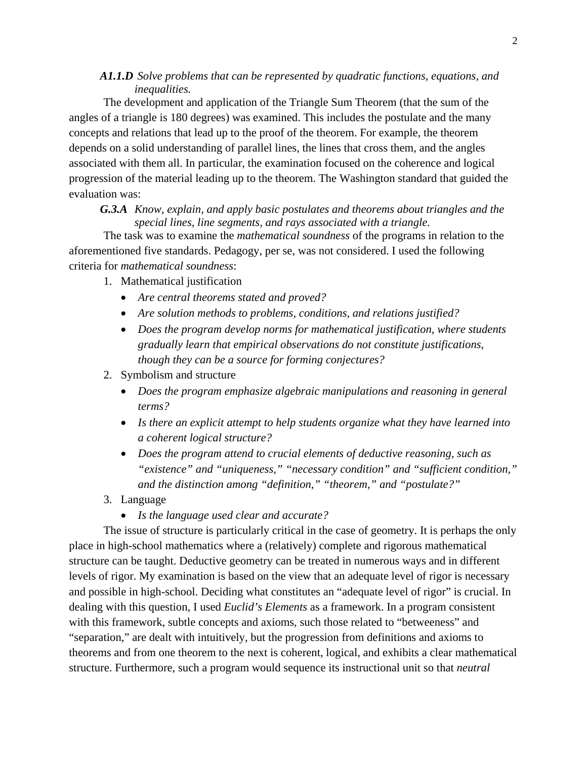***A1.1.D*** *Solve problems that can be represented by quadratic functions, equations, and inequalities.*

The development and application of the Triangle Sum Theorem (that the sum of the angles of a triangle is 180 degrees) was examined. This includes the postulate and the many concepts and relations that lead up to the proof of the theorem. For example, the theorem depends on a solid understanding of parallel lines, the lines that cross them, and the angles associated with them all. In particular, the examination focused on the coherence and logical progression of the material leading up to the theorem. The Washington standard that guided the evaluation was:

***G.3.A*** *Know, explain, and apply basic postulates and theorems about triangles and the special lines, line segments, and rays associated with a triangle.*

The task was to examine the *mathematical soundness* of the programs in relation to the aforementioned five standards. Pedagogy, per se, was not considered. I used the following criteria for *mathematical soundness*:

1. Mathematical justification
   - *Are central theorems stated and proved?*
   - *Are solution methods to problems, conditions, and relations justified?*
   - *Does the program develop norms for mathematical justification, where students gradually learn that empirical observations do not constitute justifications, though they can be a source for forming conjectures?*
2. Symbolism and structure
   - *Does the program emphasize algebraic manipulations and reasoning in general terms?*
   - *Is there an explicit attempt to help students organize what they have learned into a coherent logical structure?*
   - *Does the program attend to crucial elements of deductive reasoning, such as "existence" and "uniqueness," "necessary condition" and "sufficient condition," and the distinction among "definition," "theorem," and "postulate?"*
3. Language
   - *Is the language used clear and accurate?*

The issue of structure is particularly critical in the case of geometry. It is perhaps the only place in high-school mathematics where a (relatively) complete and rigorous mathematical structure can be taught. Deductive geometry can be treated in numerous ways and in different levels of rigor. My examination is based on the view that an adequate level of rigor is necessary and possible in high-school. Deciding what constitutes an "adequate level of rigor" is crucial. In dealing with this question, I used *Euclid's Elements* as a framework. In a program consistent with this framework, subtle concepts and axioms, such those related to "betweeness" and "separation," are dealt with intuitively, but the progression from definitions and axioms to theorems and from one theorem to the next is coherent, logical, and exhibits a clear mathematical structure. Furthermore, such a program would sequence its instructional unit so that *neutral*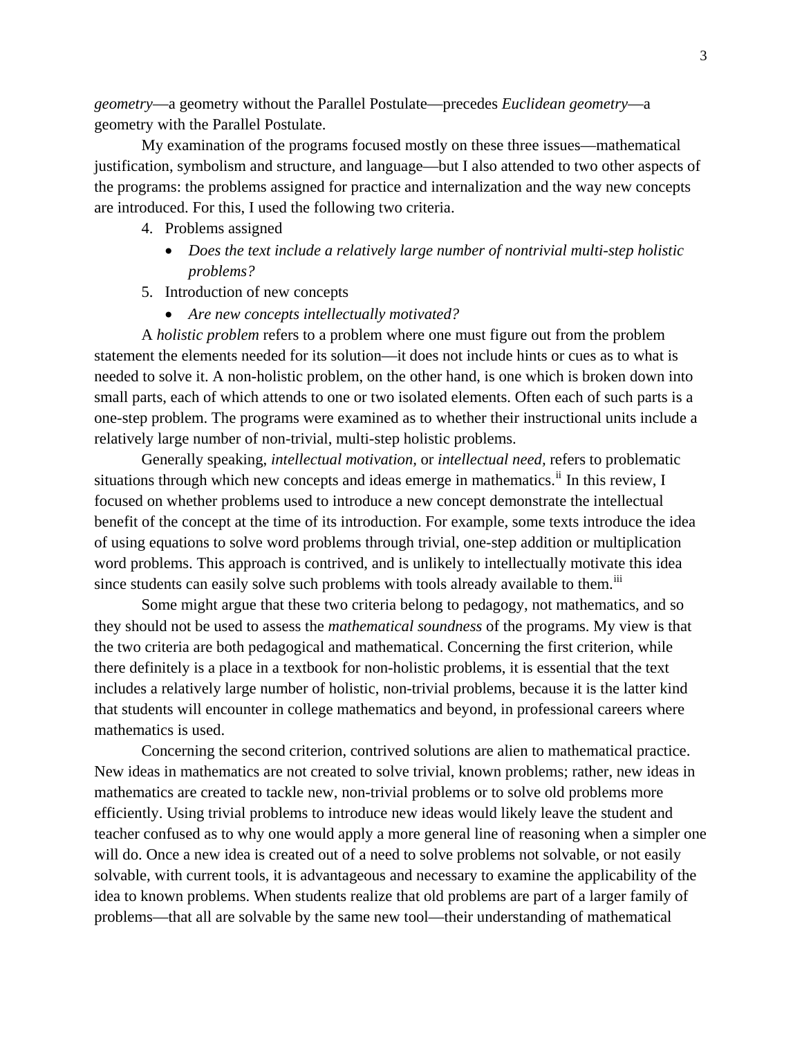*geometry*—a geometry without the Parallel Postulate—precedes *Euclidean geometry*—a geometry with the Parallel Postulate.

My examination of the programs focused mostly on these three issues—mathematical justification, symbolism and structure, and language—but I also attended to two other aspects of the programs: the problems assigned for practice and internalization and the way new concepts are introduced. For this, I used the following two criteria.

4. Problems assigned
    - *Does the text include a relatively large number of nontrivial multi-step holistic problems?*
5. Introduction of new concepts
    - *Are new concepts intellectually motivated?*

A *holistic problem* refers to a problem where one must figure out from the problem statement the elements needed for its solution—it does not include hints or cues as to what is needed to solve it. A non-holistic problem, on the other hand, is one which is broken down into small parts, each of which attends to one or two isolated elements. Often each of such parts is a one-step problem. The programs were examined as to whether their instructional units include a relatively large number of non-trivial, multi-step holistic problems.

Generally speaking, *intellectual motivation*, or *intellectual need*, refers to problematic situations through which new concepts and ideas emerge in mathematics.[ii] In this review, I focused on whether problems used to introduce a new concept demonstrate the intellectual benefit of the concept at the time of its introduction. For example, some texts introduce the idea of using equations to solve word problems through trivial, one-step addition or multiplication word problems. This approach is contrived, and is unlikely to intellectually motivate this idea since students can easily solve such problems with tools already available to them.[iii]

Some might argue that these two criteria belong to pedagogy, not mathematics, and so they should not be used to assess the *mathematical soundness* of the programs. My view is that the two criteria are both pedagogical and mathematical. Concerning the first criterion, while there definitely is a place in a textbook for non-holistic problems, it is essential that the text includes a relatively large number of holistic, non-trivial problems, because it is the latter kind that students will encounter in college mathematics and beyond, in professional careers where mathematics is used.

Concerning the second criterion, contrived solutions are alien to mathematical practice. New ideas in mathematics are not created to solve trivial, known problems; rather, new ideas in mathematics are created to tackle new, non-trivial problems or to solve old problems more efficiently. Using trivial problems to introduce new ideas would likely leave the student and teacher confused as to why one would apply a more general line of reasoning when a simpler one will do. Once a new idea is created out of a need to solve problems not solvable, or not easily solvable, with current tools, it is advantageous and necessary to examine the applicability of the idea to known problems. When students realize that old problems are part of a larger family of problems—that all are solvable by the same new tool—their understanding of mathematical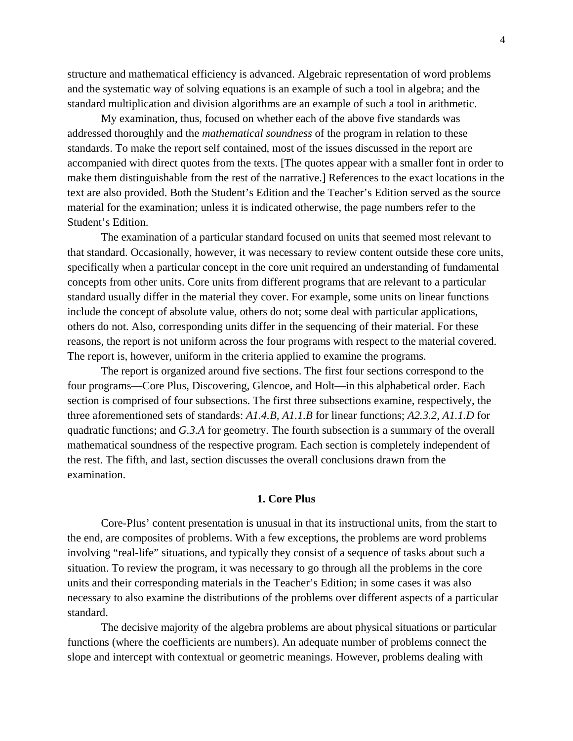structure and mathematical efficiency is advanced. Algebraic representation of word problems and the systematic way of solving equations is an example of such a tool in algebra; and the standard multiplication and division algorithms are an example of such a tool in arithmetic.

My examination, thus, focused on whether each of the above five standards was addressed thoroughly and the *mathematical soundness* of the program in relation to these standards. To make the report self contained, most of the issues discussed in the report are accompanied with direct quotes from the texts. [The quotes appear with a smaller font in order to make them distinguishable from the rest of the narrative.] References to the exact locations in the text are also provided. Both the Student's Edition and the Teacher's Edition served as the source material for the examination; unless it is indicated otherwise, the page numbers refer to the Student's Edition.

The examination of a particular standard focused on units that seemed most relevant to that standard. Occasionally, however, it was necessary to review content outside these core units, specifically when a particular concept in the core unit required an understanding of fundamental concepts from other units. Core units from different programs that are relevant to a particular standard usually differ in the material they cover. For example, some units on linear functions include the concept of absolute value, others do not; some deal with particular applications, others do not. Also, corresponding units differ in the sequencing of their material. For these reasons, the report is not uniform across the four programs with respect to the material covered. The report is, however, uniform in the criteria applied to examine the programs.

The report is organized around five sections. The first four sections correspond to the four programs—Core Plus, Discovering, Glencoe, and Holt—in this alphabetical order. Each section is comprised of four subsections. The first three subsections examine, respectively, the three aforementioned sets of standards: *A1.4.B, A1.1.B* for linear functions; *A2.3.2, A1.1.D* for quadratic functions; and *G.3.A* for geometry. The fourth subsection is a summary of the overall mathematical soundness of the respective program. Each section is completely independent of the rest. The fifth, and last, section discusses the overall conclusions drawn from the examination.

## 1. Core Plus

Core-Plus' content presentation is unusual in that its instructional units, from the start to the end, are composites of problems. With a few exceptions, the problems are word problems involving "real-life" situations, and typically they consist of a sequence of tasks about such a situation. To review the program, it was necessary to go through all the problems in the core units and their corresponding materials in the Teacher's Edition; in some cases it was also necessary to also examine the distributions of the problems over different aspects of a particular standard.

The decisive majority of the algebra problems are about physical situations or particular functions (where the coefficients are numbers). An adequate number of problems connect the slope and intercept with contextual or geometric meanings. However, problems dealing with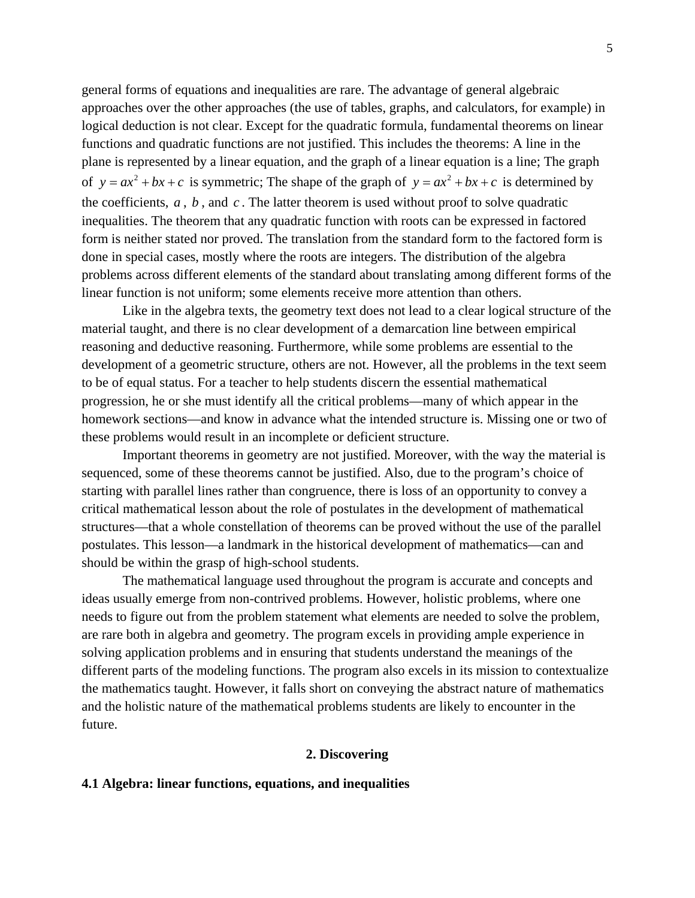general forms of equations and inequalities are rare. The advantage of general algebraic approaches over the other approaches (the use of tables, graphs, and calculators, for example) in logical deduction is not clear. Except for the quadratic formula, fundamental theorems on linear functions and quadratic functions are not justified. This includes the theorems: A line in the plane is represented by a linear equation, and the graph of a linear equation is a line; The graph of $y = ax^2 + bx + c$ is symmetric; The shape of the graph of $y = ax^2 + bx + c$ is determined by the coefficients, $a$, $b$, and $c$. The latter theorem is used without proof to solve quadratic inequalities. The theorem that any quadratic function with roots can be expressed in factored form is neither stated nor proved. The translation from the standard form to the factored form is done in special cases, mostly where the roots are integers. The distribution of the algebra problems across different elements of the standard about translating among different forms of the linear function is not uniform; some elements receive more attention than others.

Like in the algebra texts, the geometry text does not lead to a clear logical structure of the material taught, and there is no clear development of a demarcation line between empirical reasoning and deductive reasoning. Furthermore, while some problems are essential to the development of a geometric structure, others are not. However, all the problems in the text seem to be of equal status. For a teacher to help students discern the essential mathematical progression, he or she must identify all the critical problems—many of which appear in the homework sections—and know in advance what the intended structure is. Missing one or two of these problems would result in an incomplete or deficient structure.

Important theorems in geometry are not justified. Moreover, with the way the material is sequenced, some of these theorems cannot be justified. Also, due to the program's choice of starting with parallel lines rather than congruence, there is loss of an opportunity to convey a critical mathematical lesson about the role of postulates in the development of mathematical structures—that a whole constellation of theorems can be proved without the use of the parallel postulates. This lesson—a landmark in the historical development of mathematics—can and should be within the grasp of high-school students.

The mathematical language used throughout the program is accurate and concepts and ideas usually emerge from non-contrived problems. However, holistic problems, where one needs to figure out from the problem statement what elements are needed to solve the problem, are rare both in algebra and geometry. The program excels in providing ample experience in solving application problems and in ensuring that students understand the meanings of the different parts of the modeling functions. The program also excels in its mission to contextualize the mathematics taught. However, it falls short on conveying the abstract nature of mathematics and the holistic nature of the mathematical problems students are likely to encounter in the future.

## 2. Discovering

### 4.1 Algebra: linear functions, equations, and inequalities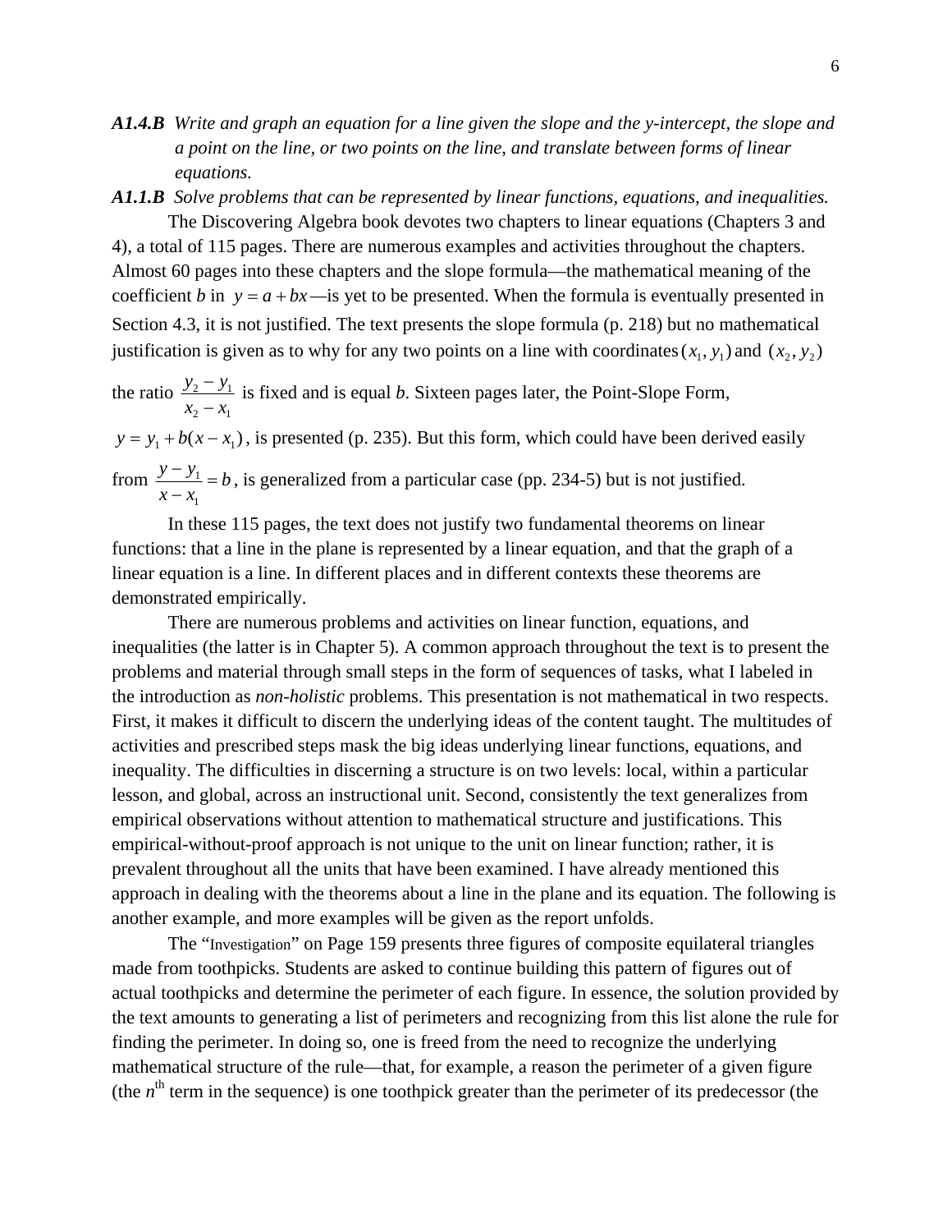***A1.4.B*** *Write and graph an equation for a line given the slope and the y-intercept, the slope and a point on the line, or two points on the line, and translate between forms of linear equations.*

***A1.1.B*** *Solve problems that can be represented by linear functions, equations, and inequalities.*

The Discovering Algebra book devotes two chapters to linear equations (Chapters 3 and 4), a total of 115 pages. There are numerous examples and activities throughout the chapters. Almost 60 pages into these chapters and the slope formula—the mathematical meaning of the coefficient *b* in $y = a + bx$—is yet to be presented. When the formula is eventually presented in Section 4.3, it is not justified. The text presents the slope formula (p. 218) but no mathematical justification is given as to why for any two points on a line with coordinates $(x_1, y_1)$ and $(x_2, y_2)$ the ratio $\frac{y_2 - y_1}{x_2 - x_1}$ is fixed and is equal *b*. Sixteen pages later, the Point-Slope Form, $y = y_1 + b(x - x_1)$, is presented (p. 235). But this form, which could have been derived easily from $\frac{y - y_1}{x - x_1} = b$, is generalized from a particular case (pp. 234-5) but is not justified.

In these 115 pages, the text does not justify two fundamental theorems on linear functions: that a line in the plane is represented by a linear equation, and that the graph of a linear equation is a line. In different places and in different contexts these theorems are demonstrated empirically.

There are numerous problems and activities on linear function, equations, and inequalities (the latter is in Chapter 5). A common approach throughout the text is to present the problems and material through small steps in the form of sequences of tasks, what I labeled in the introduction as *non-holistic* problems. This presentation is not mathematical in two respects. First, it makes it difficult to discern the underlying ideas of the content taught. The multitudes of activities and prescribed steps mask the big ideas underlying linear functions, equations, and inequality. The difficulties in discerning a structure is on two levels: local, within a particular lesson, and global, across an instructional unit. Second, consistently the text generalizes from empirical observations without attention to mathematical structure and justifications. This empirical-without-proof approach is not unique to the unit on linear function; rather, it is prevalent throughout all the units that have been examined. I have already mentioned this approach in dealing with the theorems about a line in the plane and its equation. The following is another example, and more examples will be given as the report unfolds.

The "Investigation" on Page 159 presents three figures of composite equilateral triangles made from toothpicks. Students are asked to continue building this pattern of figures out of actual toothpicks and determine the perimeter of each figure. In essence, the solution provided by the text amounts to generating a list of perimeters and recognizing from this list alone the rule for finding the perimeter. In doing so, one is freed from the need to recognize the underlying mathematical structure of the rule—that, for example, a reason the perimeter of a given figure (the $n^{\text{th}}$ term in the sequence) is one toothpick greater than the perimeter of its predecessor (the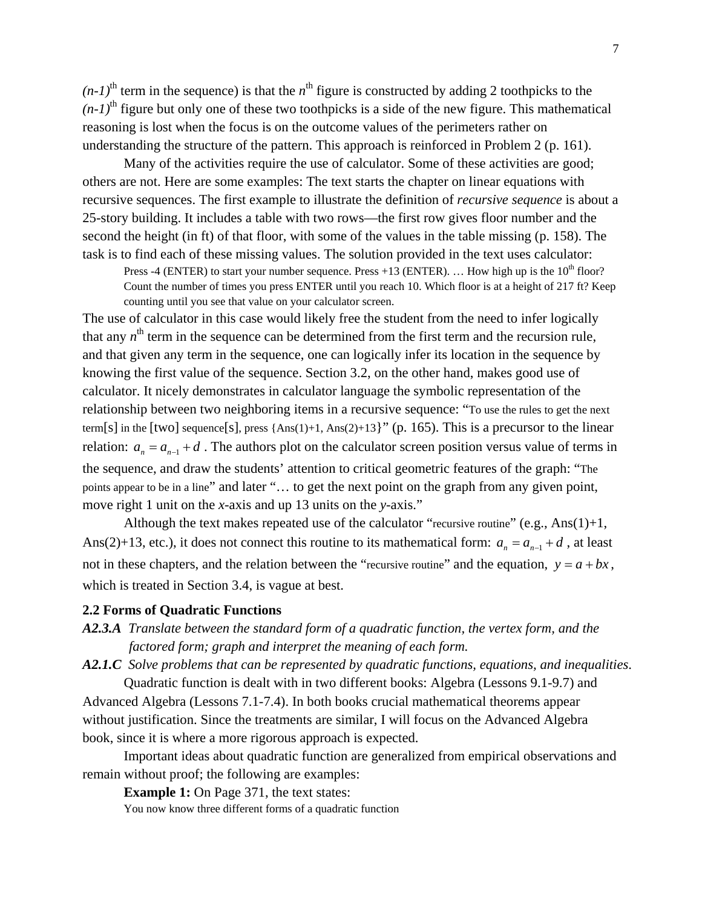*(n-1)*$^{th}$ term in the sequence) is that the *n*$^{th}$ figure is constructed by adding 2 toothpicks to the *(n-1)*$^{th}$ figure but only one of these two toothpicks is a side of the new figure. This mathematical reasoning is lost when the focus is on the outcome values of the perimeters rather on understanding the structure of the pattern. This approach is reinforced in Problem 2 (p. 161).

Many of the activities require the use of calculator. Some of these activities are good; others are not. Here are some examples: The text starts the chapter on linear equations with recursive sequences. The first example to illustrate the definition of *recursive sequence* is about a 25-story building. It includes a table with two rows—the first row gives floor number and the second the height (in ft) of that floor, with some of the values in the table missing (p. 158). The task is to find each of these missing values. The solution provided in the text uses calculator:

> Press -4 (ENTER) to start your number sequence. Press +13 (ENTER). … How high up is the 10$^{th}$ floor? Count the number of times you press ENTER until you reach 10. Which floor is at a height of 217 ft? Keep counting until you see that value on your calculator screen.

The use of calculator in this case would likely free the student from the need to infer logically that any *n*$^{th}$ term in the sequence can be determined from the first term and the recursion rule, and that given any term in the sequence, one can logically infer its location in the sequence by knowing the first value of the sequence. Section 3.2, on the other hand, makes good use of calculator. It nicely demonstrates in calculator language the symbolic representation of the relationship between two neighboring items in a recursive sequence: "To use the rules to get the next term[s] in the [two] sequence[s], press {Ans(1)+1, Ans(2)+13}" (p. 165). This is a precursor to the linear relation: $a_n = a_{n-1} + d$ . The authors plot on the calculator screen position versus value of terms in the sequence, and draw the students' attention to critical geometric features of the graph: "The points appear to be in a line" and later "… to get the next point on the graph from any given point, move right 1 unit on the *x*-axis and up 13 units on the *y*-axis."

Although the text makes repeated use of the calculator "recursive routine" (e.g., Ans(1)+1, Ans(2)+13, etc.), it does not connect this routine to its mathematical form: $a_n = a_{n-1} + d$ , at least not in these chapters, and the relation between the "recursive routine" and the equation, $y = a + bx$, which is treated in Section 3.4, is vague at best.

## 2.2 Forms of Quadratic Functions

***A2.3.A*** *Translate between the standard form of a quadratic function, the vertex form, and the factored form; graph and interpret the meaning of each form.*

***A2.1.C*** *Solve problems that can be represented by quadratic functions, equations, and inequalities.*

Quadratic function is dealt with in two different books: Algebra (Lessons 9.1-9.7) and Advanced Algebra (Lessons 7.1-7.4). In both books crucial mathematical theorems appear without justification. Since the treatments are similar, I will focus on the Advanced Algebra book, since it is where a more rigorous approach is expected.

Important ideas about quadratic function are generalized from empirical observations and remain without proof; the following are examples:

**Example 1:** On Page 371, the text states:

> You now know three different forms of a quadratic function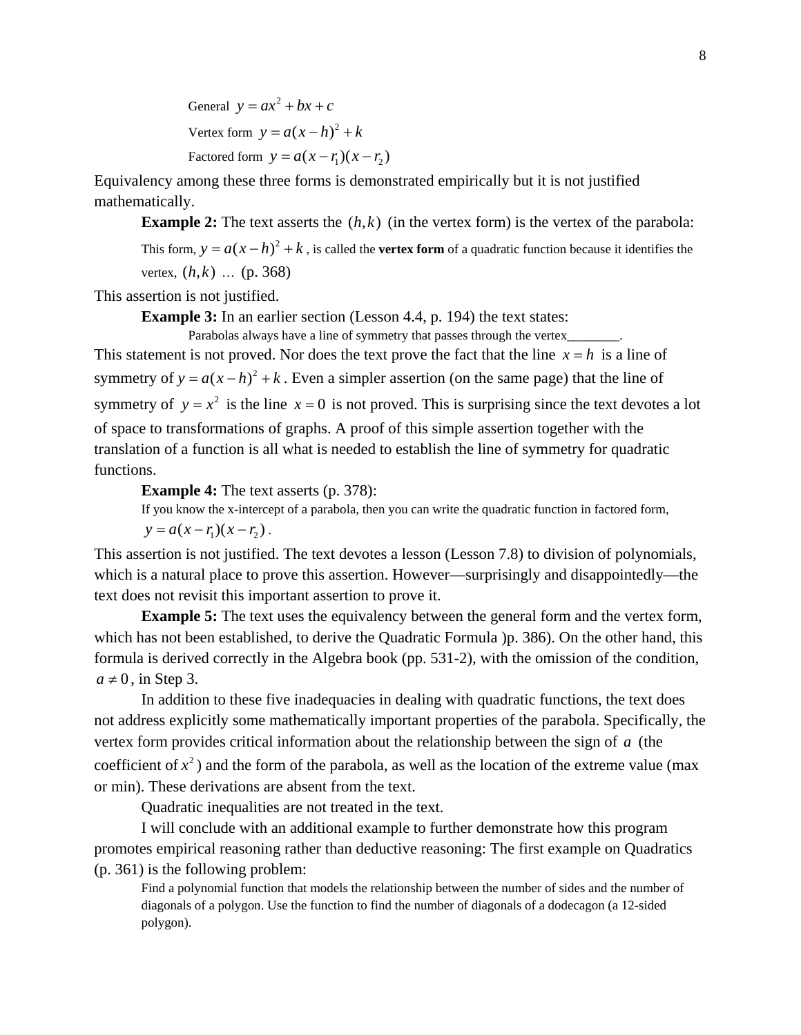General $y = ax^2 + bx + c$

Vertex form $y = a(x-h)^2 + k$

Factored form $y = a(x - r_1)(x - r_2)$

Equivalency among these three forms is demonstrated empirically but it is not justified mathematically.

**Example 2:** The text asserts the $(h,k)$ (in the vertex form) is the vertex of the parabola:

> This form, $y = a(x-h)^2 + k$, is called the **vertex form** of a quadratic function because it identifies the vertex, $(h,k)$ … (p. 368)

This assertion is not justified.

**Example 3:** In an earlier section (Lesson 4.4, p. 194) the text states:

> Parabolas always have a line of symmetry that passes through the vertex________.

This statement is not proved. Nor does the text prove the fact that the line $x = h$ is a line of symmetry of $y = a(x-h)^2 + k$. Even a simpler assertion (on the same page) that the line of symmetry of $y = x^2$ is the line $x = 0$ is not proved. This is surprising since the text devotes a lot of space to transformations of graphs. A proof of this simple assertion together with the translation of a function is all what is needed to establish the line of symmetry for quadratic functions.

**Example 4:** The text asserts (p. 378):

> If you know the x-intercept of a parabola, then you can write the quadratic function in factored form, $y = a(x - r_1)(x - r_2)$.

This assertion is not justified. The text devotes a lesson (Lesson 7.8) to division of polynomials, which is a natural place to prove this assertion. However—surprisingly and disappointedly—the text does not revisit this important assertion to prove it.

**Example 5:** The text uses the equivalency between the general form and the vertex form, which has not been established, to derive the Quadratic Formula )p. 386). On the other hand, this formula is derived correctly in the Algebra book (pp. 531-2), with the omission of the condition, $a \neq 0$, in Step 3.

In addition to these five inadequacies in dealing with quadratic functions, the text does not address explicitly some mathematically important properties of the parabola. Specifically, the vertex form provides critical information about the relationship between the sign of $a$ (the coefficient of $x^2$) and the form of the parabola, as well as the location of the extreme value (max or min). These derivations are absent from the text.

Quadratic inequalities are not treated in the text.

I will conclude with an additional example to further demonstrate how this program promotes empirical reasoning rather than deductive reasoning: The first example on Quadratics (p. 361) is the following problem:

> Find a polynomial function that models the relationship between the number of sides and the number of diagonals of a polygon. Use the function to find the number of diagonals of a dodecagon (a 12-sided polygon).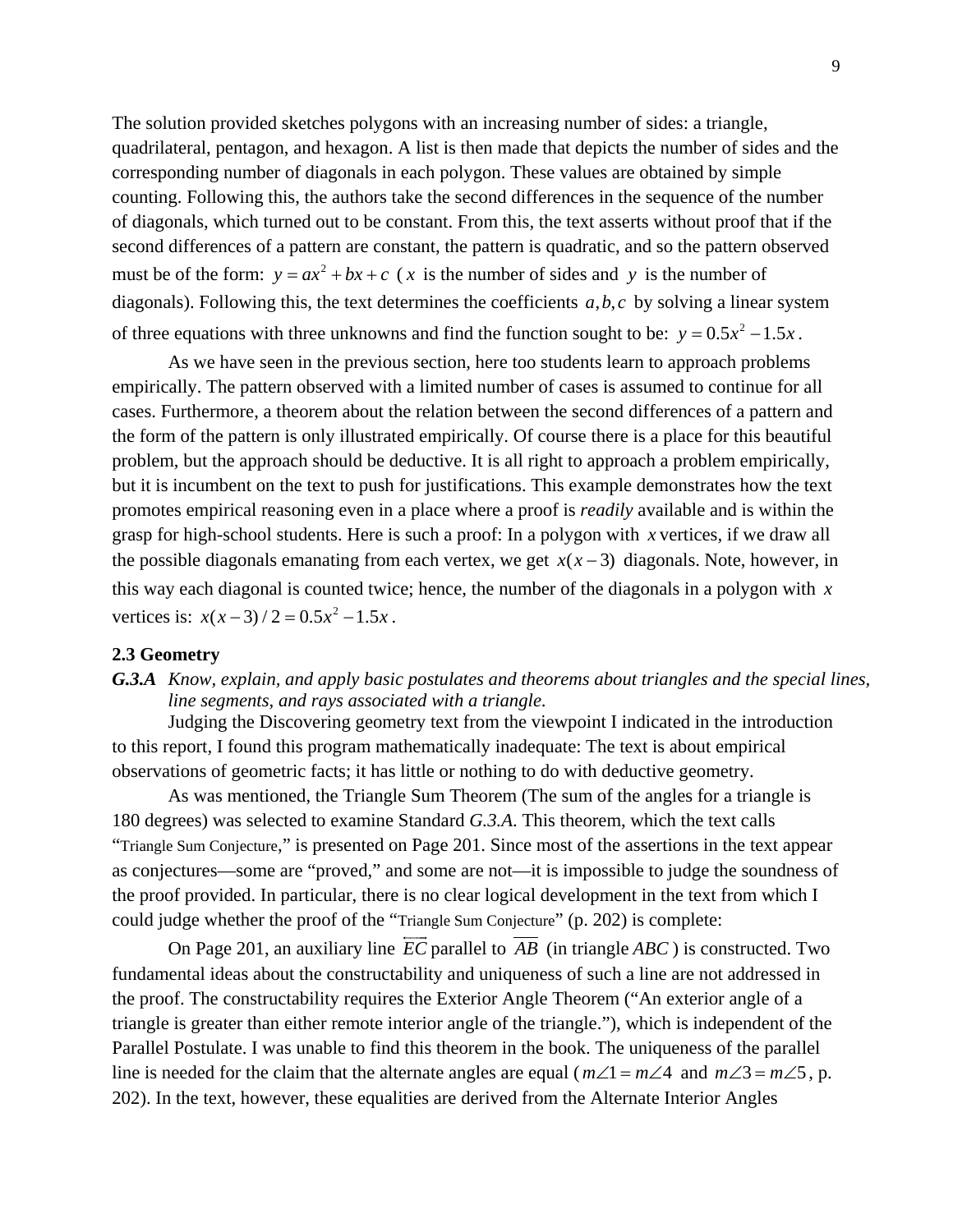The solution provided sketches polygons with an increasing number of sides: a triangle, quadrilateral, pentagon, and hexagon. A list is then made that depicts the number of sides and the corresponding number of diagonals in each polygon. These values are obtained by simple counting. Following this, the authors take the second differences in the sequence of the number of diagonals, which turned out to be constant. From this, the text asserts without proof that if the second differences of a pattern are constant, the pattern is quadratic, and so the pattern observed must be of the form: $y = ax^2 + bx + c$ ( $x$ is the number of sides and $y$ is the number of diagonals). Following this, the text determines the coefficients $a, b, c$ by solving a linear system of three equations with three unknowns and find the function sought to be: $y = 0.5x^2 - 1.5x$.

As we have seen in the previous section, here too students learn to approach problems empirically. The pattern observed with a limited number of cases is assumed to continue for all cases. Furthermore, a theorem about the relation between the second differences of a pattern and the form of the pattern is only illustrated empirically. Of course there is a place for this beautiful problem, but the approach should be deductive. It is all right to approach a problem empirically, but it is incumbent on the text to push for justifications. This example demonstrates how the text promotes empirical reasoning even in a place where a proof is *readily* available and is within the grasp for high-school students. Here is such a proof: In a polygon with $x$ vertices, if we draw all the possible diagonals emanating from each vertex, we get $x(x-3)$ diagonals. Note, however, in this way each diagonal is counted twice; hence, the number of the diagonals in a polygon with $x$ vertices is: $x(x-3)/2 = 0.5x^2 - 1.5x$.

### 2.3 Geometry

***G.3.A*** *Know, explain, and apply basic postulates and theorems about triangles and the special lines, line segments, and rays associated with a triangle.*

Judging the Discovering geometry text from the viewpoint I indicated in the introduction to this report, I found this program mathematically inadequate: The text is about empirical observations of geometric facts; it has little or nothing to do with deductive geometry.

As was mentioned, the Triangle Sum Theorem (The sum of the angles for a triangle is 180 degrees) was selected to examine Standard *G.3.A*. This theorem, which the text calls "Triangle Sum Conjecture," is presented on Page 201. Since most of the assertions in the text appear as conjectures—some are "proved," and some are not—it is impossible to judge the soundness of the proof provided. In particular, there is no clear logical development in the text from which I could judge whether the proof of the "Triangle Sum Conjecture" (p. 202) is complete:

On Page 201, an auxiliary line $\overleftrightarrow{EC}$ parallel to $\overline{AB}$ (in triangle $ABC$ ) is constructed. Two fundamental ideas about the constructability and uniqueness of such a line are not addressed in the proof. The constructability requires the Exterior Angle Theorem ("An exterior angle of a triangle is greater than either remote interior angle of the triangle."), which is independent of the Parallel Postulate. I was unable to find this theorem in the book. The uniqueness of the parallel line is needed for the claim that the alternate angles are equal ( $m\angle 1 = m\angle 4$ and $m\angle 3 = m\angle 5$, p. 202). In the text, however, these equalities are derived from the Alternate Interior Angles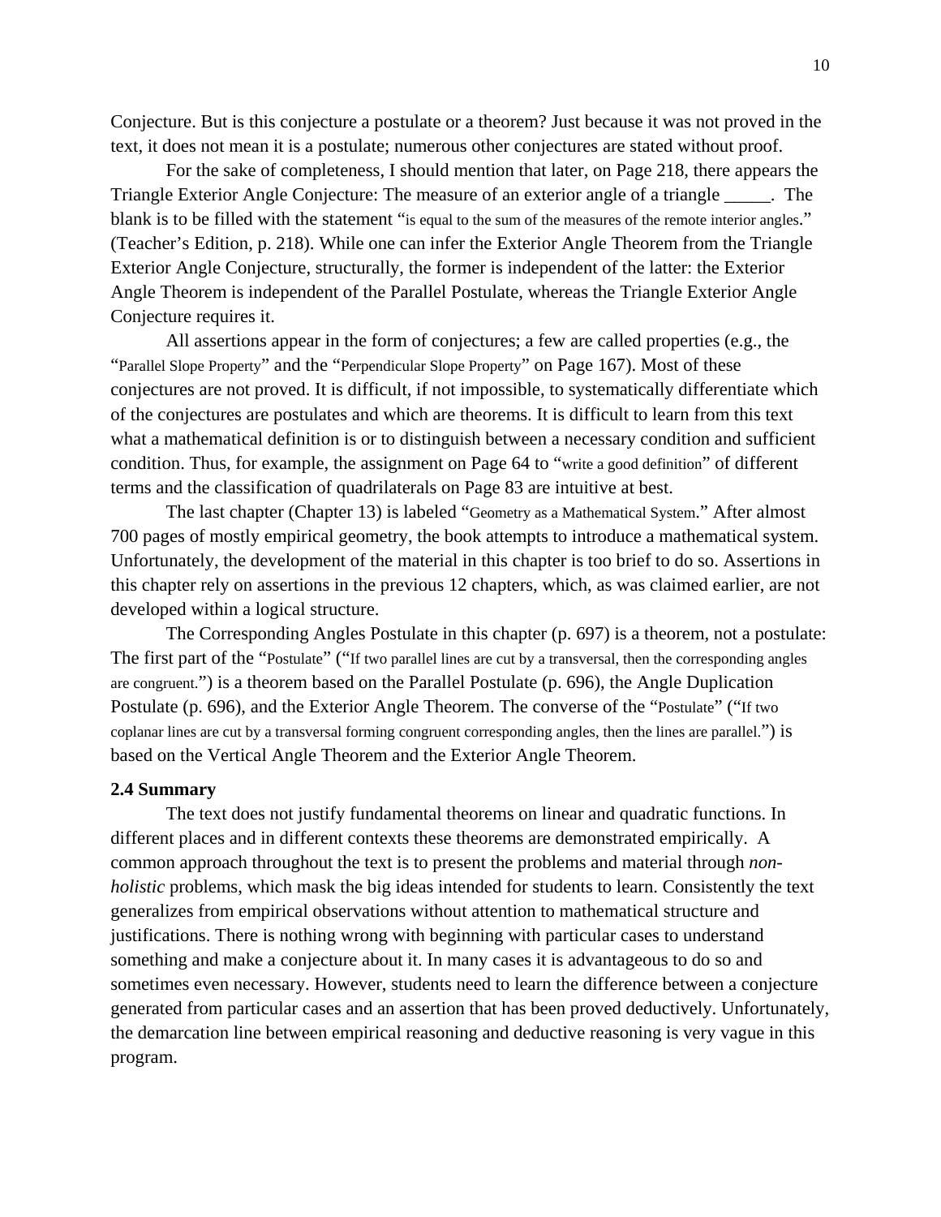Conjecture. But is this conjecture a postulate or a theorem? Just because it was not proved in the text, it does not mean it is a postulate; numerous other conjectures are stated without proof.

For the sake of completeness, I should mention that later, on Page 218, there appears the Triangle Exterior Angle Conjecture: The measure of an exterior angle of a triangle _____. The blank is to be filled with the statement "is equal to the sum of the measures of the remote interior angles." (Teacher's Edition, p. 218). While one can infer the Exterior Angle Theorem from the Triangle Exterior Angle Conjecture, structurally, the former is independent of the latter: the Exterior Angle Theorem is independent of the Parallel Postulate, whereas the Triangle Exterior Angle Conjecture requires it.

All assertions appear in the form of conjectures; a few are called properties (e.g., the "Parallel Slope Property" and the "Perpendicular Slope Property" on Page 167). Most of these conjectures are not proved. It is difficult, if not impossible, to systematically differentiate which of the conjectures are postulates and which are theorems. It is difficult to learn from this text what a mathematical definition is or to distinguish between a necessary condition and sufficient condition. Thus, for example, the assignment on Page 64 to "write a good definition" of different terms and the classification of quadrilaterals on Page 83 are intuitive at best.

The last chapter (Chapter 13) is labeled "Geometry as a Mathematical System." After almost 700 pages of mostly empirical geometry, the book attempts to introduce a mathematical system. Unfortunately, the development of the material in this chapter is too brief to do so. Assertions in this chapter rely on assertions in the previous 12 chapters, which, as was claimed earlier, are not developed within a logical structure.

The Corresponding Angles Postulate in this chapter (p. 697) is a theorem, not a postulate: The first part of the "Postulate" ("If two parallel lines are cut by a transversal, then the corresponding angles are congruent.") is a theorem based on the Parallel Postulate (p. 696), the Angle Duplication Postulate (p. 696), and the Exterior Angle Theorem. The converse of the "Postulate" ("If two coplanar lines are cut by a transversal forming congruent corresponding angles, then the lines are parallel.") is based on the Vertical Angle Theorem and the Exterior Angle Theorem.

**2.4 Summary**

The text does not justify fundamental theorems on linear and quadratic functions. In different places and in different contexts these theorems are demonstrated empirically. A common approach throughout the text is to present the problems and material through *non-holistic* problems, which mask the big ideas intended for students to learn. Consistently the text generalizes from empirical observations without attention to mathematical structure and justifications. There is nothing wrong with beginning with particular cases to understand something and make a conjecture about it. In many cases it is advantageous to do so and sometimes even necessary. However, students need to learn the difference between a conjecture generated from particular cases and an assertion that has been proved deductively. Unfortunately, the demarcation line between empirical reasoning and deductive reasoning is very vague in this program.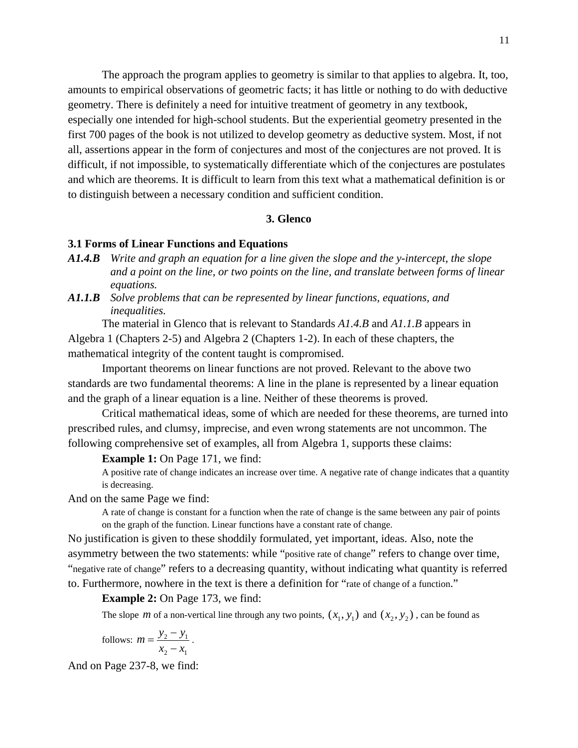The approach the program applies to geometry is similar to that applies to algebra. It, too, amounts to empirical observations of geometric facts; it has little or nothing to do with deductive geometry. There is definitely a need for intuitive treatment of geometry in any textbook, especially one intended for high-school students. But the experiential geometry presented in the first 700 pages of the book is not utilized to develop geometry as deductive system. Most, if not all, assertions appear in the form of conjectures and most of the conjectures are not proved. It is difficult, if not impossible, to systematically differentiate which of the conjectures are postulates and which are theorems. It is difficult to learn from this text what a mathematical definition is or to distinguish between a necessary condition and sufficient condition.

## 3. Glenco

### 3.1 Forms of Linear Functions and Equations

***A1.4.B*** *Write and graph an equation for a line given the slope and the y-intercept, the slope and a point on the line, or two points on the line, and translate between forms of linear equations.*

***A1.1.B*** *Solve problems that can be represented by linear functions, equations, and inequalities.*

The material in Glenco that is relevant to Standards *A1.4.B* and *A1.1.B* appears in Algebra 1 (Chapters 2-5) and Algebra 2 (Chapters 1-2). In each of these chapters, the mathematical integrity of the content taught is compromised.

Important theorems on linear functions are not proved. Relevant to the above two standards are two fundamental theorems: A line in the plane is represented by a linear equation and the graph of a linear equation is a line. Neither of these theorems is proved.

Critical mathematical ideas, some of which are needed for these theorems, are turned into prescribed rules, and clumsy, imprecise, and even wrong statements are not uncommon. The following comprehensive set of examples, all from Algebra 1, supports these claims:

**Example 1:** On Page 171, we find:

> A positive rate of change indicates an increase over time. A negative rate of change indicates that a quantity is decreasing.

And on the same Page we find:

> A rate of change is constant for a function when the rate of change is the same between any pair of points on the graph of the function. Linear functions have a constant rate of change.

No justification is given to these shoddily formulated, yet important, ideas. Also, note the asymmetry between the two statements: while "positive rate of change" refers to change over time, "negative rate of change" refers to a decreasing quantity, without indicating what quantity is referred to. Furthermore, nowhere in the text is there a definition for "rate of change of a function."

**Example 2:** On Page 173, we find:

> The slope $m$ of a non-vertical line through any two points, $(x_1, y_1)$ and $(x_2, y_2)$, can be found as follows: $m = \dfrac{y_2 - y_1}{x_2 - x_1}$.

And on Page 237-8, we find: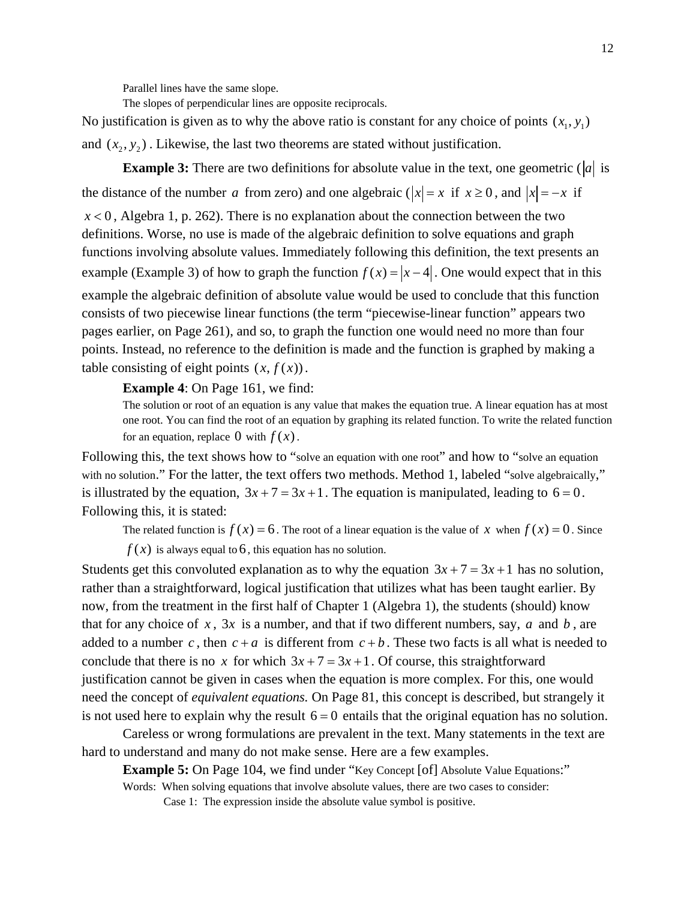> Parallel lines have the same slope.
> The slopes of perpendicular lines are opposite reciprocals.

No justification is given as to why the above ratio is constant for any choice of points $(x_1, y_1)$ and $(x_2, y_2)$. Likewise, the last two theorems are stated without justification.

**Example 3:** There are two definitions for absolute value in the text, one geometric ($|a|$ is the distance of the number $a$ from zero) and one algebraic ($|x| = x$ if $x \geq 0$, and $|x| = -x$ if $x < 0$, Algebra 1, p. 262). There is no explanation about the connection between the two definitions. Worse, no use is made of the algebraic definition to solve equations and graph functions involving absolute values. Immediately following this definition, the text presents an example (Example 3) of how to graph the function $f(x) = |x - 4|$. One would expect that in this example the algebraic definition of absolute value would be used to conclude that this function consists of two piecewise linear functions (the term "piecewise-linear function" appears two pages earlier, on Page 261), and so, to graph the function one would need no more than four points. Instead, no reference to the definition is made and the function is graphed by making a table consisting of eight points $(x, f(x))$.

**Example 4**: On Page 161, we find:

> The solution or root of an equation is any value that makes the equation true. A linear equation has at most one root. You can find the root of an equation by graphing its related function. To write the related function for an equation, replace $0$ with $f(x)$.

Following this, the text shows how to "solve an equation with one root" and how to "solve an equation with no solution." For the latter, the text offers two methods. Method 1, labeled "solve algebraically," is illustrated by the equation, $3x + 7 = 3x + 1$. The equation is manipulated, leading to $6 = 0$. Following this, it is stated:

> The related function is $f(x) = 6$. The root of a linear equation is the value of $x$ when $f(x) = 0$. Since $f(x)$ is always equal to $6$, this equation has no solution.

Students get this convoluted explanation as to why the equation $3x + 7 = 3x + 1$ has no solution, rather than a straightforward, logical justification that utilizes what has been taught earlier. By now, from the treatment in the first half of Chapter 1 (Algebra 1), the students (should) know that for any choice of $x$, $3x$ is a number, and that if two different numbers, say, $a$ and $b$, are added to a number $c$, then $c + a$ is different from $c + b$. These two facts is all what is needed to conclude that there is no $x$ for which $3x + 7 = 3x + 1$. Of course, this straightforward justification cannot be given in cases when the equation is more complex. For this, one would need the concept of *equivalent equations.* On Page 81, this concept is described, but strangely it is not used here to explain why the result $6 = 0$ entails that the original equation has no solution.

Careless or wrong formulations are prevalent in the text. Many statements in the text are hard to understand and many do not make sense. Here are a few examples.

**Example 5:** On Page 104, we find under "Key Concept [of] Absolute Value Equations:"

> Words: When solving equations that involve absolute values, there are two cases to consider:
>
> Case 1: The expression inside the absolute value symbol is positive.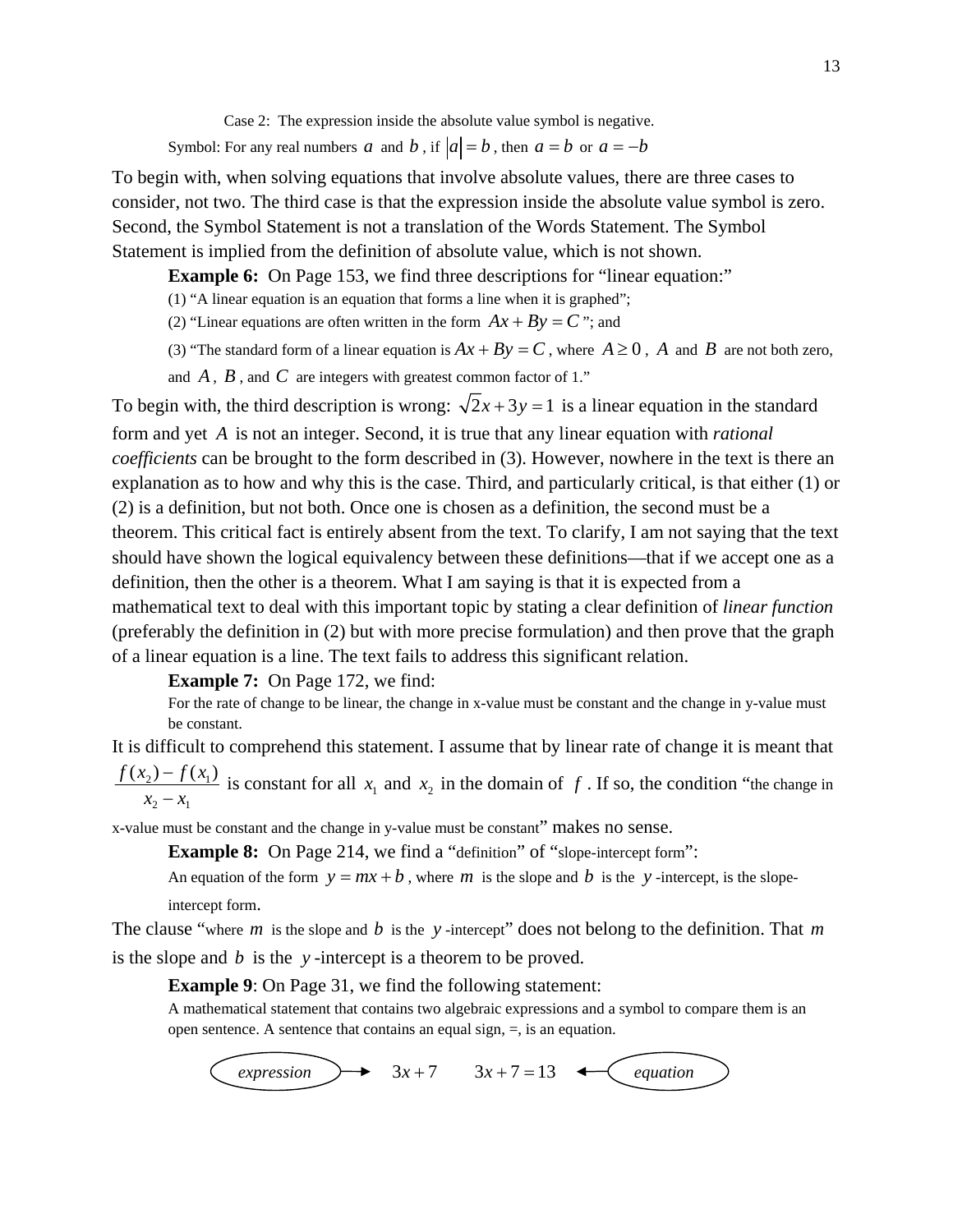Case 2: The expression inside the absolute value symbol is negative.

Symbol: For any real numbers $a$ and $b$, if $|a| = b$, then $a = b$ or $a = -b$

To begin with, when solving equations that involve absolute values, there are three cases to consider, not two. The third case is that the expression inside the absolute value symbol is zero. Second, the Symbol Statement is not a translation of the Words Statement. The Symbol Statement is implied from the definition of absolute value, which is not shown.

**Example 6:** On Page 153, we find three descriptions for "linear equation:"

(1) "A linear equation is an equation that forms a line when it is graphed";

(2) "Linear equations are often written in the form $Ax + By = C$"; and

(3) "The standard form of a linear equation is $Ax + By = C$, where $A \geq 0$, $A$ and $B$ are not both zero, and $A$, $B$, and $C$ are integers with greatest common factor of 1."

To begin with, the third description is wrong: $\sqrt{2}x + 3y = 1$ is a linear equation in the standard form and yet $A$ is not an integer. Second, it is true that any linear equation with *rational coefficients* can be brought to the form described in (3). However, nowhere in the text is there an explanation as to how and why this is the case. Third, and particularly critical, is that either (1) or (2) is a definition, but not both. Once one is chosen as a definition, the second must be a theorem. This critical fact is entirely absent from the text. To clarify, I am not saying that the text should have shown the logical equivalency between these definitions—that if we accept one as a definition, then the other is a theorem. What I am saying is that it is expected from a mathematical text to deal with this important topic by stating a clear definition of *linear function* (preferably the definition in (2) but with more precise formulation) and then prove that the graph of a linear equation is a line. The text fails to address this significant relation.

**Example 7:** On Page 172, we find:

For the rate of change to be linear, the change in x-value must be constant and the change in y-value must be constant.

It is difficult to comprehend this statement. I assume that by linear rate of change it is meant that $\dfrac{f(x_2) - f(x_1)}{x_2 - x_1}$ is constant for all $x_1$ and $x_2$ in the domain of $f$. If so, the condition "the change in x-value must be constant and the change in y-value must be constant" makes no sense.

**Example 8:** On Page 214, we find a "definition" of "slope-intercept form":

An equation of the form $y = mx + b$, where $m$ is the slope and $b$ is the $y$-intercept, is the slope-intercept form.

The clause "where $m$ is the slope and $b$ is the $y$-intercept" does not belong to the definition. That $m$ is the slope and $b$ is the $y$-intercept is a theorem to be proved.

**Example 9**: On Page 31, we find the following statement:

A mathematical statement that contains two algebraic expressions and a symbol to compare them is an open sentence. A sentence that contains an equal sign, =, is an equation.

*expression* → $3x + 7$  $3x + 7 = 13$ ← *equation*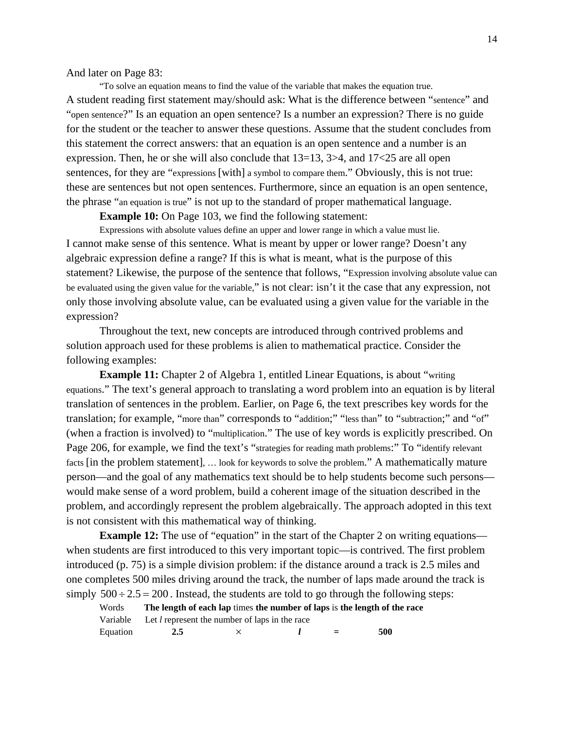And later on Page 83:

> "To solve an equation means to find the value of the variable that makes the equation true.

A student reading first statement may/should ask: What is the difference between "sentence" and "open sentence?" Is an equation an open sentence? Is a number an expression? There is no guide for the student or the teacher to answer these questions. Assume that the student concludes from this statement the correct answers: that an equation is an open sentence and a number is an expression. Then, he or she will also conclude that 13=13, 3>4, and 17<25 are all open sentences, for they are "expressions [with] a symbol to compare them." Obviously, this is not true: these are sentences but not open sentences. Furthermore, since an equation is an open sentence, the phrase "an equation is true" is not up to the standard of proper mathematical language.

**Example 10:** On Page 103, we find the following statement:

> Expressions with absolute values define an upper and lower range in which a value must lie.

I cannot make sense of this sentence. What is meant by upper or lower range? Doesn't any algebraic expression define a range? If this is what is meant, what is the purpose of this statement? Likewise, the purpose of the sentence that follows, "Expression involving absolute value can be evaluated using the given value for the variable," is not clear: isn't it the case that any expression, not only those involving absolute value, can be evaluated using a given value for the variable in the expression?

Throughout the text, new concepts are introduced through contrived problems and solution approach used for these problems is alien to mathematical practice. Consider the following examples:

**Example 11:** Chapter 2 of Algebra 1, entitled Linear Equations, is about "writing equations." The text's general approach to translating a word problem into an equation is by literal translation of sentences in the problem. Earlier, on Page 6, the text prescribes key words for the translation; for example, "more than" corresponds to "addition;" "less than" to "subtraction;" and "of" (when a fraction is involved) to "multiplication." The use of key words is explicitly prescribed. On Page 206, for example, we find the text's "strategies for reading math problems:" To "identify relevant facts [in the problem statement], … look for keywords to solve the problem." A mathematically mature person—and the goal of any mathematics text should be to help students become such persons—would make sense of a word problem, build a coherent image of the situation described in the problem, and accordingly represent the problem algebraically. The approach adopted in this text is not consistent with this mathematical way of thinking.

**Example 12:** The use of "equation" in the start of the Chapter 2 on writing equations—when students are first introduced to this very important topic—is contrived. The first problem introduced (p. 75) is a simple division problem: if the distance around a track is 2.5 miles and one completes 500 miles driving around the track, the number of laps made around the track is simply $500 \div 2.5 = 200$. Instead, the students are told to go through the following steps:

| | | | | | |
|---|---|---|---|---|---|
| Words | **The length of each lap** | times | **the number of laps** | is | **the length of the race** |
| Variable | Let *l* represent the number of laps in the race | | | | |
| Equation | **2.5** | × | ***l*** | **=** | **500** |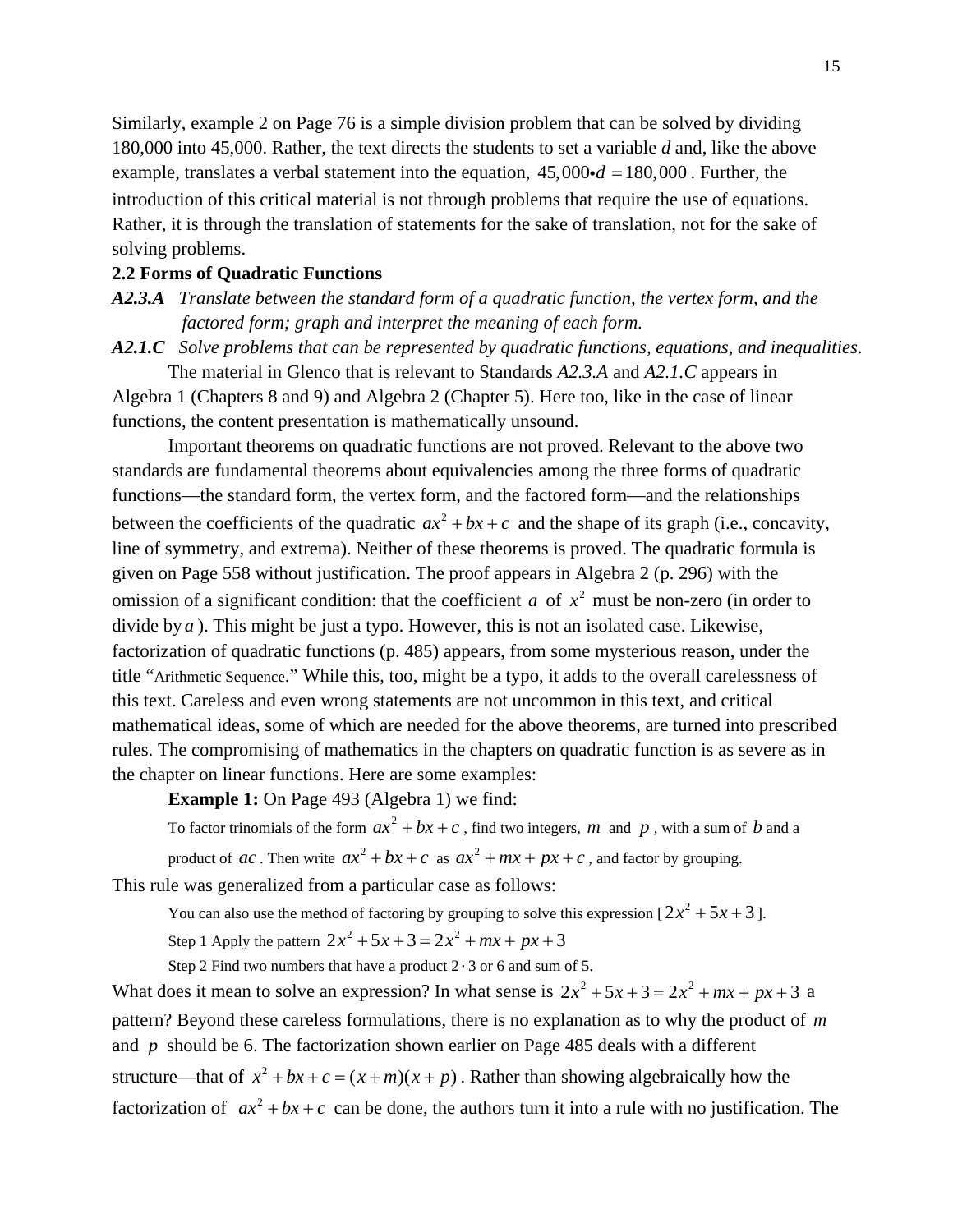Similarly, example 2 on Page 76 is a simple division problem that can be solved by dividing 180,000 into 45,000. Rather, the text directs the students to set a variable *d* and, like the above example, translates a verbal statement into the equation, $45,000 \bullet d = 180,000$. Further, the introduction of this critical material is not through problems that require the use of equations. Rather, it is through the translation of statements for the sake of translation, not for the sake of solving problems.

**2.2 Forms of Quadratic Functions**

***A2.3.A*** *Translate between the standard form of a quadratic function, the vertex form, and the factored form; graph and interpret the meaning of each form.*

***A2.1.C*** *Solve problems that can be represented by quadratic functions, equations, and inequalities.*

The material in Glenco that is relevant to Standards *A2.3.A* and *A2.1.C* appears in Algebra 1 (Chapters 8 and 9) and Algebra 2 (Chapter 5). Here too, like in the case of linear functions, the content presentation is mathematically unsound.

Important theorems on quadratic functions are not proved. Relevant to the above two standards are fundamental theorems about equivalencies among the three forms of quadratic functions—the standard form, the vertex form, and the factored form—and the relationships between the coefficients of the quadratic $ax^2 + bx + c$ and the shape of its graph (i.e., concavity, line of symmetry, and extrema). Neither of these theorems is proved. The quadratic formula is given on Page 558 without justification. The proof appears in Algebra 2 (p. 296) with the omission of a significant condition: that the coefficient $a$ of $x^2$ must be non-zero (in order to divide by $a$). This might be just a typo. However, this is not an isolated case. Likewise, factorization of quadratic functions (p. 485) appears, from some mysterious reason, under the title "Arithmetic Sequence." While this, too, might be a typo, it adds to the overall carelessness of this text. Careless and even wrong statements are not uncommon in this text, and critical mathematical ideas, some of which are needed for the above theorems, are turned into prescribed rules. The compromising of mathematics in the chapters on quadratic function is as severe as in the chapter on linear functions. Here are some examples:

**Example 1:** On Page 493 (Algebra 1) we find:

> To factor trinomials of the form $ax^2 + bx + c$, find two integers, $m$ and $p$, with a sum of $b$ and a product of $ac$. Then write $ax^2 + bx + c$ as $ax^2 + mx + px + c$, and factor by grouping.

This rule was generalized from a particular case as follows:

> You can also use the method of factoring by grouping to solve this expression [$2x^2 + 5x + 3$].
>
> Step 1 Apply the pattern $2x^2 + 5x + 3 = 2x^2 + mx + px + 3$
>
> Step 2 Find two numbers that have a product $2 \cdot 3$ or 6 and sum of 5.

What does it mean to solve an expression? In what sense is $2x^2 + 5x + 3 = 2x^2 + mx + px + 3$ a pattern? Beyond these careless formulations, there is no explanation as to why the product of $m$ and $p$ should be 6. The factorization shown earlier on Page 485 deals with a different structure—that of $x^2 + bx + c = (x + m)(x + p)$. Rather than showing algebraically how the factorization of $ax^2 + bx + c$ can be done, the authors turn it into a rule with no justification. The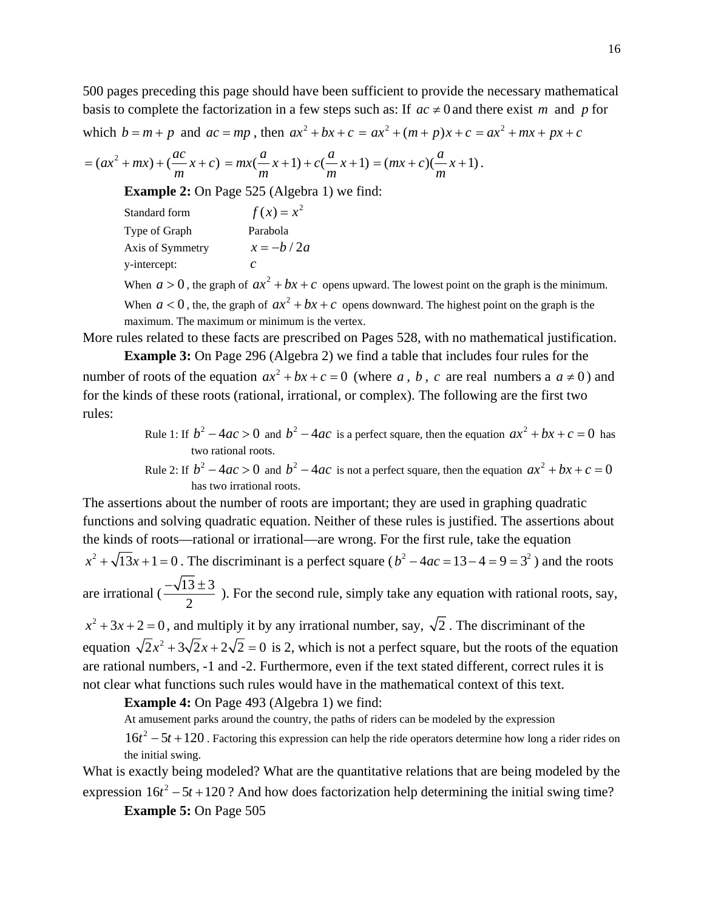500 pages preceding this page should have been sufficient to provide the necessary mathematical basis to complete the factorization in a few steps such as: If $ac \neq 0$ and there exist $m$ and $p$ for which $b = m + p$ and $ac = mp$, then $ax^2 + bx + c = ax^2 + (m + p)x + c = ax^2 + mx + px + c$ $= (ax^2 + mx) + (\frac{ac}{m}x + c) = mx(\frac{a}{m}x + 1) + c(\frac{a}{m}x + 1) = (mx + c)(\frac{a}{m}x + 1)$.

**Example 2:** On Page 525 (Algebra 1) we find:

> Standard form $f(x) = x^2$
>
> Type of Graph Parabola
>
> Axis of Symmetry $x = -b/2a$
>
> y-intercept: $c$
>
> When $a > 0$, the graph of $ax^2 + bx + c$ opens upward. The lowest point on the graph is the minimum. When $a < 0$, the, the graph of $ax^2 + bx + c$ opens downward. The highest point on the graph is the maximum. The maximum or minimum is the vertex.

More rules related to these facts are prescribed on Pages 528, with no mathematical justification.

**Example 3:** On Page 296 (Algebra 2) we find a table that includes four rules for the number of roots of the equation $ax^2 + bx + c = 0$ (where $a$, $b$, $c$ are real numbers a $a \neq 0$) and for the kinds of these roots (rational, irrational, or complex). The following are the first two rules:

> Rule 1: If $b^2 - 4ac > 0$ and $b^2 - 4ac$ is a perfect square, then the equation $ax^2 + bx + c = 0$ has two rational roots.
>
> Rule 2: If $b^2 - 4ac > 0$ and $b^2 - 4ac$ is not a perfect square, then the equation $ax^2 + bx + c = 0$ has two irrational roots.

The assertions about the number of roots are important; they are used in graphing quadratic functions and solving quadratic equation. Neither of these rules is justified. The assertions about the kinds of roots—rational or irrational—are wrong. For the first rule, take the equation $x^2 + \sqrt{13}x + 1 = 0$. The discriminant is a perfect square ($b^2 - 4ac = 13 - 4 = 9 = 3^2$) and the roots are irrational ($\frac{-\sqrt{13} \pm 3}{2}$). For the second rule, simply take any equation with rational roots, say, $x^2 + 3x + 2 = 0$, and multiply it by any irrational number, say, $\sqrt{2}$. The discriminant of the equation $\sqrt{2}x^2 + 3\sqrt{2}x + 2\sqrt{2} = 0$ is 2, which is not a perfect square, but the roots of the equation are rational numbers, -1 and -2. Furthermore, even if the text stated different, correct rules it is not clear what functions such rules would have in the mathematical context of this text.

**Example 4:** On Page 493 (Algebra 1) we find:

> At amusement parks around the country, the paths of riders can be modeled by the expression $16t^2 - 5t + 120$. Factoring this expression can help the ride operators determine how long a rider rides on the initial swing.

What is exactly being modeled? What are the quantitative relations that are being modeled by the expression $16t^2 - 5t + 120$? And how does factorization help determining the initial swing time?

**Example 5:** On Page 505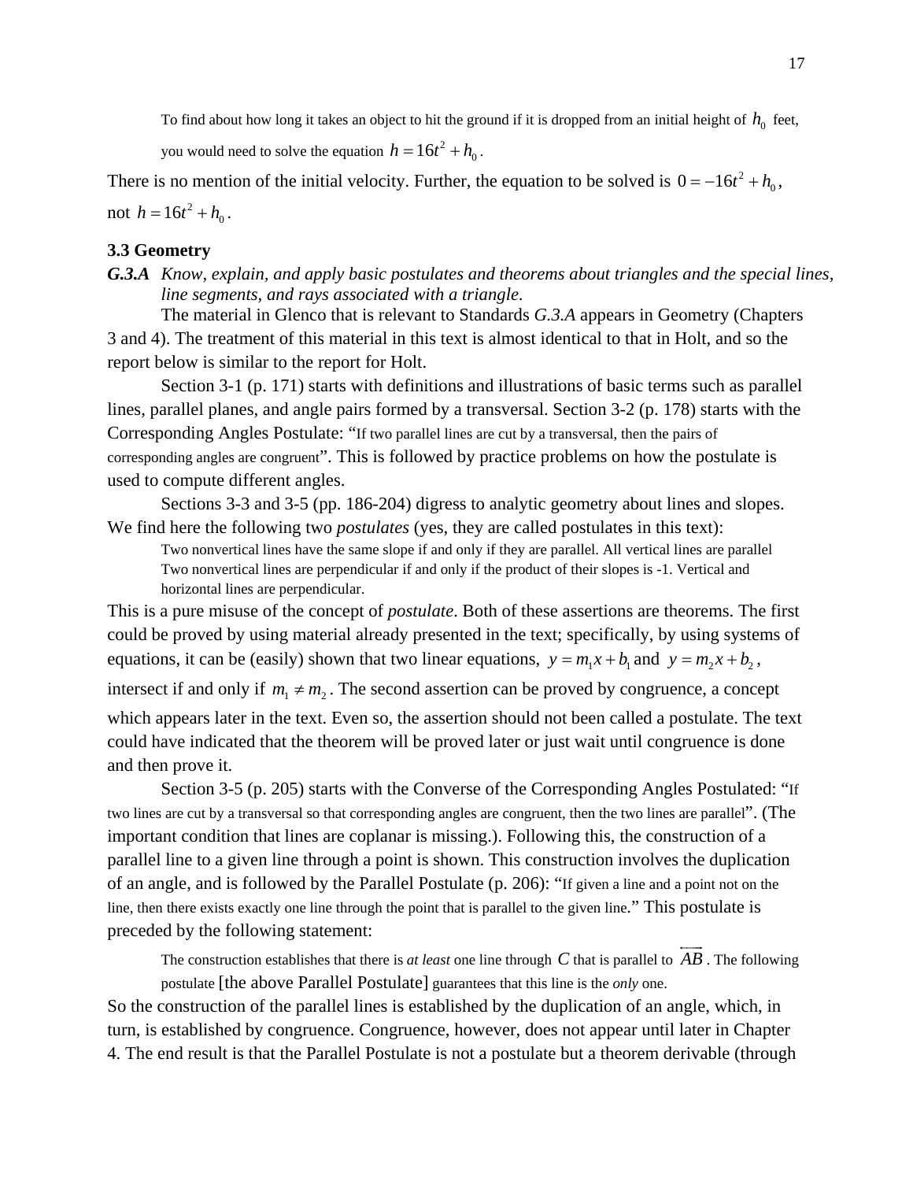> To find about how long it takes an object to hit the ground if it is dropped from an initial height of $h_0$ feet, you would need to solve the equation $h = 16t^2 + h_0$.

There is no mention of the initial velocity. Further, the equation to be solved is $0 = -16t^2 + h_0$, not $h = 16t^2 + h_0$.

### 3.3 Geometry

***G.3.A*** *Know, explain, and apply basic postulates and theorems about triangles and the special lines, line segments, and rays associated with a triangle.*

The material in Glenco that is relevant to Standards *G.3.A* appears in Geometry (Chapters 3 and 4). The treatment of this material in this text is almost identical to that in Holt, and so the report below is similar to the report for Holt.

Section 3-1 (p. 171) starts with definitions and illustrations of basic terms such as parallel lines, parallel planes, and angle pairs formed by a transversal. Section 3-2 (p. 178) starts with the Corresponding Angles Postulate: "If two parallel lines are cut by a transversal, then the pairs of corresponding angles are congruent". This is followed by practice problems on how the postulate is used to compute different angles.

Sections 3-3 and 3-5 (pp. 186-204) digress to analytic geometry about lines and slopes. We find here the following two *postulates* (yes, they are called postulates in this text):

> Two nonvertical lines have the same slope if and only if they are parallel. All vertical lines are parallel
> Two nonvertical lines are perpendicular if and only if the product of their slopes is -1. Vertical and horizontal lines are perpendicular.

This is a pure misuse of the concept of *postulate*. Both of these assertions are theorems. The first could be proved by using material already presented in the text; specifically, by using systems of equations, it can be (easily) shown that two linear equations, $y = m_1x + b_1$ and $y = m_2x + b_2$, intersect if and only if $m_1 \neq m_2$. The second assertion can be proved by congruence, a concept which appears later in the text. Even so, the assertion should not been called a postulate. The text could have indicated that the theorem will be proved later or just wait until congruence is done and then prove it.

Section 3-5 (p. 205) starts with the Converse of the Corresponding Angles Postulated: "If two lines are cut by a transversal so that corresponding angles are congruent, then the two lines are parallel". (The important condition that lines are coplanar is missing.). Following this, the construction of a parallel line to a given line through a point is shown. This construction involves the duplication of an angle, and is followed by the Parallel Postulate (p. 206): "If given a line and a point not on the line, then there exists exactly one line through the point that is parallel to the given line." This postulate is preceded by the following statement:

> The construction establishes that there is *at least* one line through $C$ that is parallel to $\overleftrightarrow{AB}$. The following postulate [the above Parallel Postulate] guarantees that this line is the *only* one.

So the construction of the parallel lines is established by the duplication of an angle, which, in turn, is established by congruence. Congruence, however, does not appear until later in Chapter 4. The end result is that the Parallel Postulate is not a postulate but a theorem derivable (through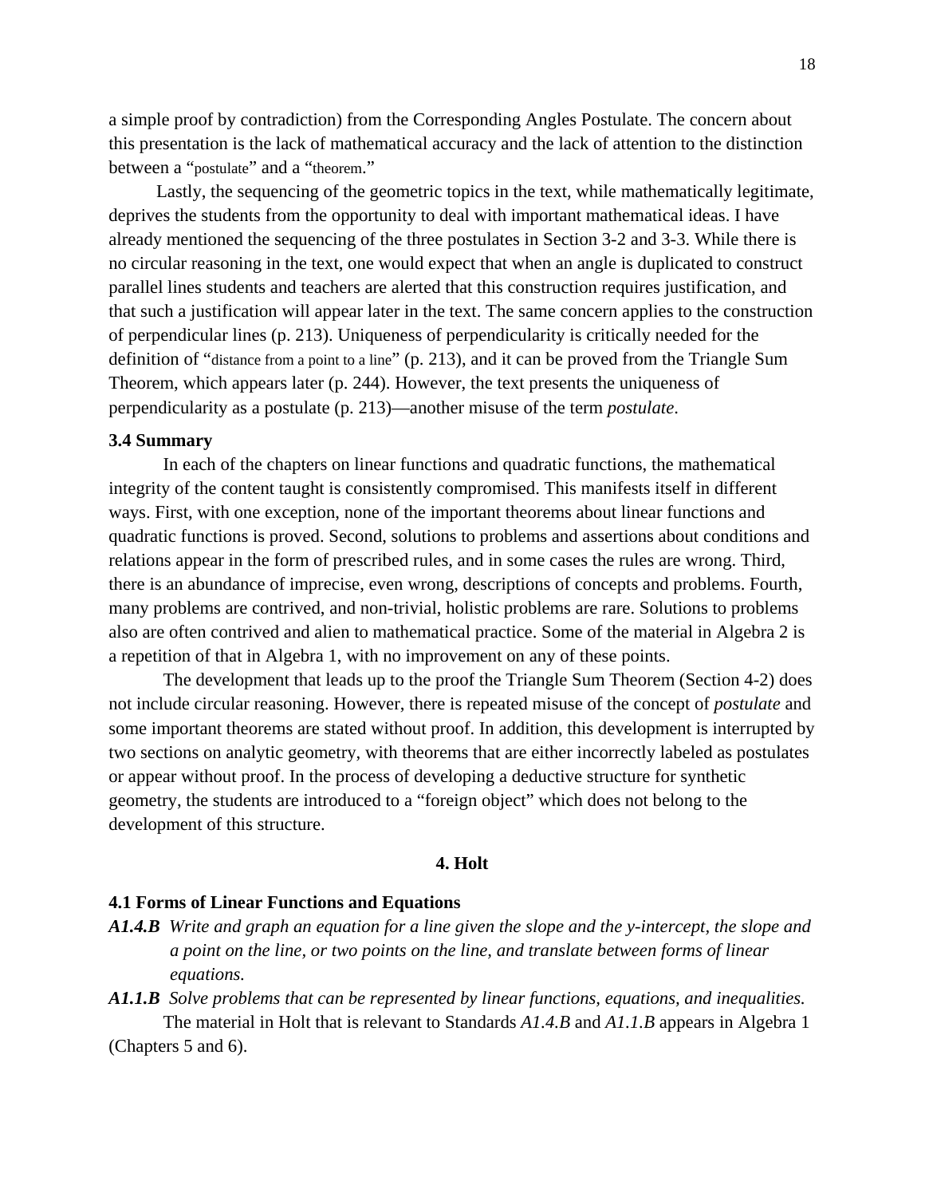a simple proof by contradiction) from the Corresponding Angles Postulate. The concern about this presentation is the lack of mathematical accuracy and the lack of attention to the distinction between a "postulate" and a "theorem."

Lastly, the sequencing of the geometric topics in the text, while mathematically legitimate, deprives the students from the opportunity to deal with important mathematical ideas. I have already mentioned the sequencing of the three postulates in Section 3-2 and 3-3. While there is no circular reasoning in the text, one would expect that when an angle is duplicated to construct parallel lines students and teachers are alerted that this construction requires justification, and that such a justification will appear later in the text. The same concern applies to the construction of perpendicular lines (p. 213). Uniqueness of perpendicularity is critically needed for the definition of "distance from a point to a line" (p. 213), and it can be proved from the Triangle Sum Theorem, which appears later (p. 244). However, the text presents the uniqueness of perpendicularity as a postulate (p. 213)—another misuse of the term *postulate*.

### 3.4 Summary

In each of the chapters on linear functions and quadratic functions, the mathematical integrity of the content taught is consistently compromised. This manifests itself in different ways. First, with one exception, none of the important theorems about linear functions and quadratic functions is proved. Second, solutions to problems and assertions about conditions and relations appear in the form of prescribed rules, and in some cases the rules are wrong. Third, there is an abundance of imprecise, even wrong, descriptions of concepts and problems. Fourth, many problems are contrived, and non-trivial, holistic problems are rare. Solutions to problems also are often contrived and alien to mathematical practice. Some of the material in Algebra 2 is a repetition of that in Algebra 1, with no improvement on any of these points.

The development that leads up to the proof the Triangle Sum Theorem (Section 4-2) does not include circular reasoning. However, there is repeated misuse of the concept of *postulate* and some important theorems are stated without proof. In addition, this development is interrupted by two sections on analytic geometry, with theorems that are either incorrectly labeled as postulates or appear without proof. In the process of developing a deductive structure for synthetic geometry, the students are introduced to a "foreign object" which does not belong to the development of this structure.

## 4. Holt

### 4.1 Forms of Linear Functions and Equations

***A1.4.B*** *Write and graph an equation for a line given the slope and the y-intercept, the slope and a point on the line, or two points on the line, and translate between forms of linear equations.*

***A1.1.B*** *Solve problems that can be represented by linear functions, equations, and inequalities.*

The material in Holt that is relevant to Standards *A1.4.B* and *A1.1.B* appears in Algebra 1 (Chapters 5 and 6).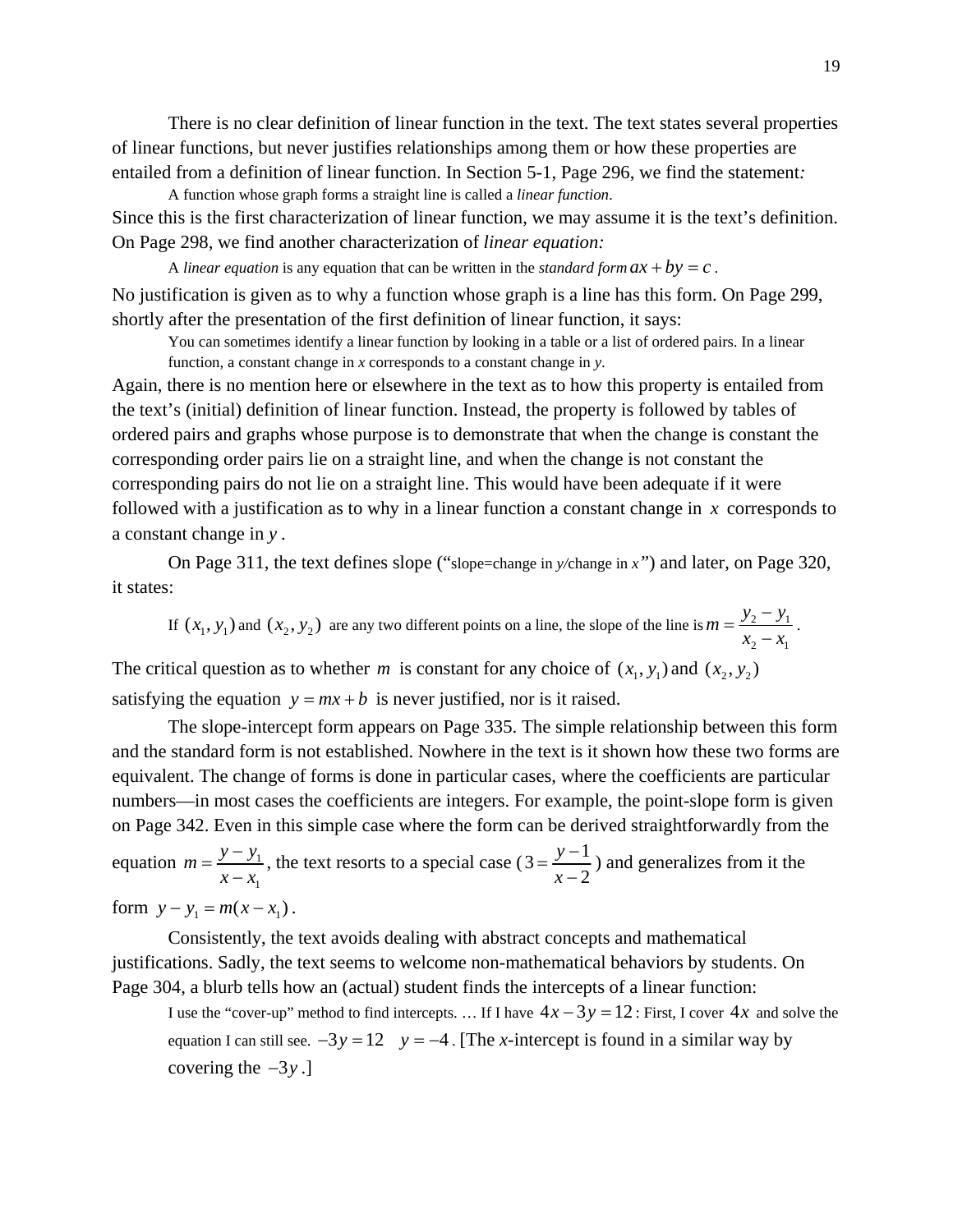There is no clear definition of linear function in the text. The text states several properties of linear functions, but never justifies relationships among them or how these properties are entailed from a definition of linear function. In Section 5-1, Page 296, we find the statement*:*

> A function whose graph forms a straight line is called a *linear function*.

Since this is the first characterization of linear function, we may assume it is the text's definition. On Page 298, we find another characterization of *linear equation:*

> A *linear equation* is any equation that can be written in the *standard form* $ax + by = c$.

No justification is given as to why a function whose graph is a line has this form. On Page 299, shortly after the presentation of the first definition of linear function, it says:

> You can sometimes identify a linear function by looking in a table or a list of ordered pairs. In a linear function, a constant change in *x* corresponds to a constant change in *y*.

Again, there is no mention here or elsewhere in the text as to how this property is entailed from the text's (initial) definition of linear function. Instead, the property is followed by tables of ordered pairs and graphs whose purpose is to demonstrate that when the change is constant the corresponding order pairs lie on a straight line, and when the change is not constant the corresponding pairs do not lie on a straight line. This would have been adequate if it were followed with a justification as to why in a linear function a constant change in $x$ corresponds to a constant change in $y$.

On Page 311, the text defines slope ("slope=change in *y/*change in *x*") and later, on Page 320, it states:

> If $(x_1, y_1)$ and $(x_2, y_2)$ are any two different points on a line, the slope of the line is $m = \dfrac{y_2 - y_1}{x_2 - x_1}$.

The critical question as to whether $m$ is constant for any choice of $(x_1, y_1)$ and $(x_2, y_2)$ satisfying the equation $y = mx + b$ is never justified, nor is it raised.

The slope-intercept form appears on Page 335. The simple relationship between this form and the standard form is not established. Nowhere in the text is it shown how these two forms are equivalent. The change of forms is done in particular cases, where the coefficients are particular numbers—in most cases the coefficients are integers. For example, the point-slope form is given on Page 342. Even in this simple case where the form can be derived straightforwardly from the equation $m = \dfrac{y - y_1}{x - x_1}$, the text resorts to a special case ($3 = \dfrac{y-1}{x-2}$) and generalizes from it the form $y - y_1 = m(x - x_1)$.

Consistently, the text avoids dealing with abstract concepts and mathematical justifications. Sadly, the text seems to welcome non-mathematical behaviors by students. On Page 304, a blurb tells how an (actual) student finds the intercepts of a linear function:

> I use the "cover-up" method to find intercepts. … If I have $4x - 3y = 12$: First, I cover $4x$ and solve the equation I can still see. $-3y = 12 \quad y = -4$. [The *x*-intercept is found in a similar way by covering the $-3y$.]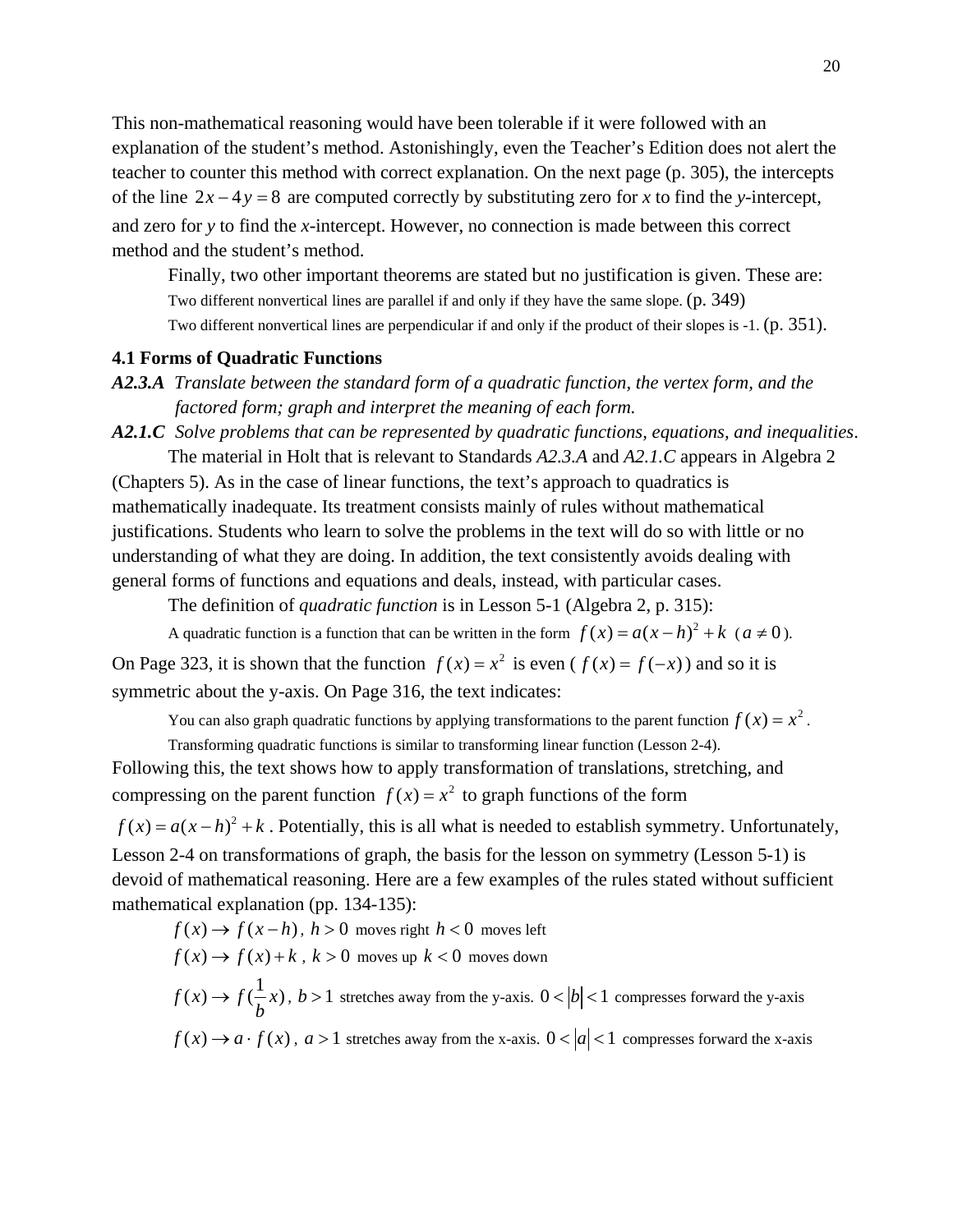This non-mathematical reasoning would have been tolerable if it were followed with an explanation of the student's method. Astonishingly, even the Teacher's Edition does not alert the teacher to counter this method with correct explanation. On the next page (p. 305), the intercepts of the line $2x - 4y = 8$ are computed correctly by substituting zero for *x* to find the *y*-intercept, and zero for *y* to find the *x*-intercept. However, no connection is made between this correct method and the student's method.

Finally, two other important theorems are stated but no justification is given. These are:

> Two different nonvertical lines are parallel if and only if they have the same slope. (p. 349)
>
> Two different nonvertical lines are perpendicular if and only if the product of their slopes is -1. (p. 351).

**4.1 Forms of Quadratic Functions**

***A2.3.A*** *Translate between the standard form of a quadratic function, the vertex form, and the factored form; graph and interpret the meaning of each form.*

***A2.1.C*** *Solve problems that can be represented by quadratic functions, equations, and inequalities*.

The material in Holt that is relevant to Standards *A2.3.A* and *A2.1.C* appears in Algebra 2 (Chapters 5). As in the case of linear functions, the text's approach to quadratics is mathematically inadequate. Its treatment consists mainly of rules without mathematical justifications. Students who learn to solve the problems in the text will do so with little or no understanding of what they are doing. In addition, the text consistently avoids dealing with general forms of functions and equations and deals, instead, with particular cases.

The definition of *quadratic function* is in Lesson 5-1 (Algebra 2, p. 315):

> A quadratic function is a function that can be written in the form $f(x) = a(x-h)^2 + k$ ($a \neq 0$).

On Page 323, it is shown that the function $f(x) = x^2$ is even ($f(x) = f(-x)$) and so it is symmetric about the y-axis. On Page 316, the text indicates:

> You can also graph quadratic functions by applying transformations to the parent function $f(x) = x^2$.
> Transforming quadratic functions is similar to transforming linear function (Lesson 2-4).

Following this, the text shows how to apply transformation of translations, stretching, and compressing on the parent function $f(x) = x^2$ to graph functions of the form $f(x) = a(x-h)^2 + k$. Potentially, this is all what is needed to establish symmetry. Unfortunately, Lesson 2-4 on transformations of graph, the basis for the lesson on symmetry (Lesson 5-1) is devoid of mathematical reasoning. Here are a few examples of the rules stated without sufficient mathematical explanation (pp. 134-135):

> $f(x) \to f(x-h)$, $h > 0$ moves right $h < 0$ moves left
>
> $f(x) \to f(x) + k$, $k > 0$ moves up $k < 0$ moves down
>
> $f(x) \to f(\frac{1}{b}x)$, $b > 1$ stretches away from the y-axis. $0 < |b| < 1$ compresses forward the y-axis
>
> $f(x) \to a \cdot f(x)$, $a > 1$ stretches away from the x-axis. $0 < |a| < 1$ compresses forward the x-axis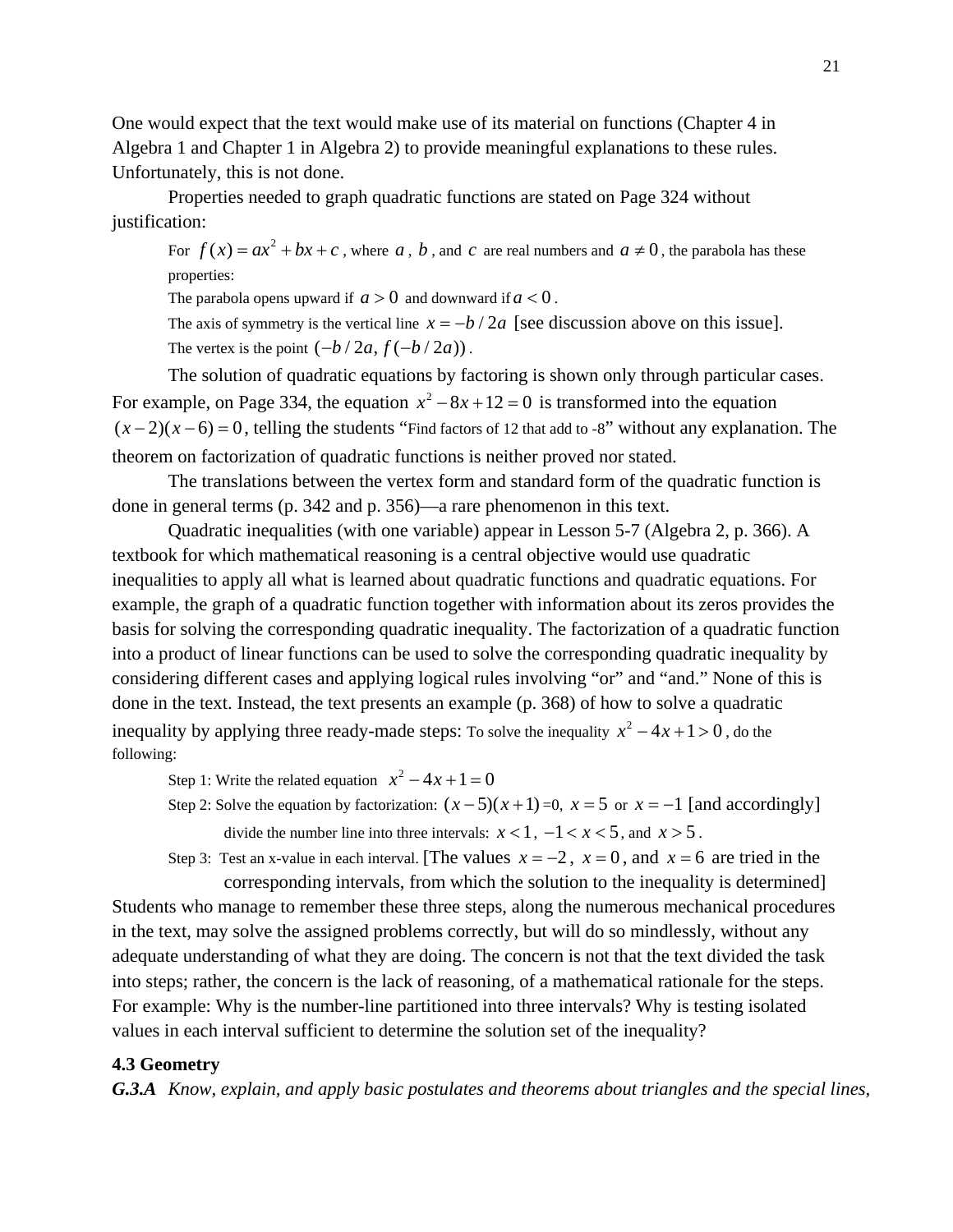One would expect that the text would make use of its material on functions (Chapter 4 in Algebra 1 and Chapter 1 in Algebra 2) to provide meaningful explanations to these rules. Unfortunately, this is not done.

Properties needed to graph quadratic functions are stated on Page 324 without justification:

> For $f(x) = ax^2 + bx + c$, where $a$, $b$, and $c$ are real numbers and $a \neq 0$, the parabola has these properties:
> The parabola opens upward if $a > 0$ and downward if $a < 0$.
> The axis of symmetry is the vertical line $x = -b/2a$ [see discussion above on this issue].
> The vertex is the point $(-b/2a, f(-b/2a))$.

The solution of quadratic equations by factoring is shown only through particular cases. For example, on Page 334, the equation $x^2 - 8x + 12 = 0$ is transformed into the equation $(x-2)(x-6) = 0$, telling the students "Find factors of 12 that add to -8" without any explanation. The theorem on factorization of quadratic functions is neither proved nor stated.

The translations between the vertex form and standard form of the quadratic function is done in general terms (p. 342 and p. 356)—a rare phenomenon in this text.

Quadratic inequalities (with one variable) appear in Lesson 5-7 (Algebra 2, p. 366). A textbook for which mathematical reasoning is a central objective would use quadratic inequalities to apply all what is learned about quadratic functions and quadratic equations. For example, the graph of a quadratic function together with information about its zeros provides the basis for solving the corresponding quadratic inequality. The factorization of a quadratic function into a product of linear functions can be used to solve the corresponding quadratic inequality by considering different cases and applying logical rules involving "or" and "and." None of this is done in the text. Instead, the text presents an example (p. 368) of how to solve a quadratic inequality by applying three ready-made steps: To solve the inequality $x^2 - 4x + 1 > 0$, do the following:

> Step 1: Write the related equation $x^2 - 4x + 1 = 0$
> Step 2: Solve the equation by factorization: $(x-5)(x+1) = 0$, $x = 5$ or $x = -1$ [and accordingly] divide the number line into three intervals: $x < 1$, $-1 < x < 5$, and $x > 5$.
> Step 3: Test an x-value in each interval. [The values $x = -2$, $x = 0$, and $x = 6$ are tried in the corresponding intervals, from which the solution to the inequality is determined]

Students who manage to remember these three steps, along the numerous mechanical procedures in the text, may solve the assigned problems correctly, but will do so mindlessly, without any adequate understanding of what they are doing. The concern is not that the text divided the task into steps; rather, the concern is the lack of reasoning, of a mathematical rationale for the steps. For example: Why is the number-line partitioned into three intervals? Why is testing isolated values in each interval sufficient to determine the solution set of the inequality?

### 4.3 Geometry

***G.3.A*** *Know, explain, and apply basic postulates and theorems about triangles and the special lines,*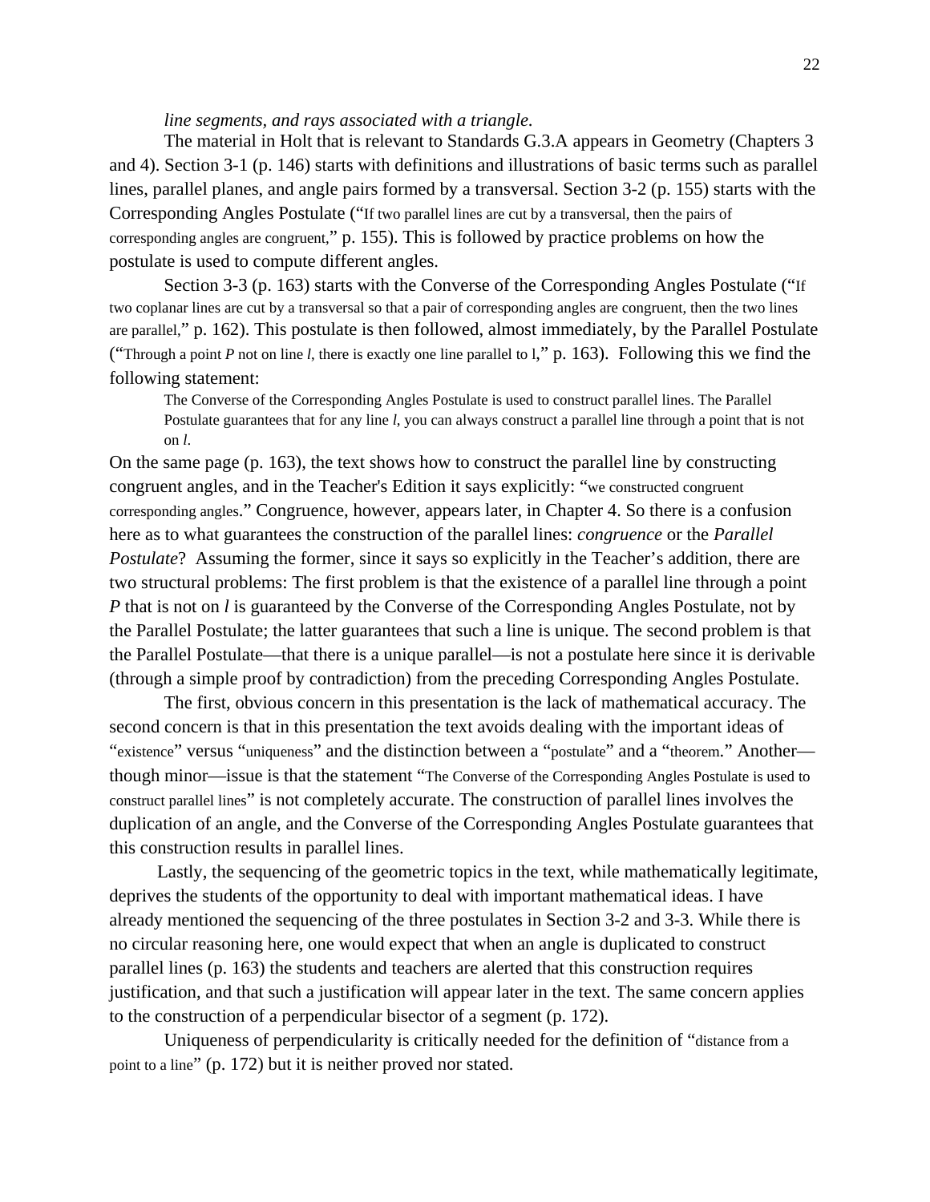*line segments, and rays associated with a triangle.*

The material in Holt that is relevant to Standards G.3.A appears in Geometry (Chapters 3 and 4). Section 3-1 (p. 146) starts with definitions and illustrations of basic terms such as parallel lines, parallel planes, and angle pairs formed by a transversal. Section 3-2 (p. 155) starts with the Corresponding Angles Postulate ("If two parallel lines are cut by a transversal, then the pairs of corresponding angles are congruent," p. 155). This is followed by practice problems on how the postulate is used to compute different angles.

Section 3-3 (p. 163) starts with the Converse of the Corresponding Angles Postulate ("If two coplanar lines are cut by a transversal so that a pair of corresponding angles are congruent, then the two lines are parallel," p. 162). This postulate is then followed, almost immediately, by the Parallel Postulate ("Through a point *P* not on line *l*, there is exactly one line parallel to l," p. 163). Following this we find the following statement:

> The Converse of the Corresponding Angles Postulate is used to construct parallel lines. The Parallel Postulate guarantees that for any line *l*, you can always construct a parallel line through a point that is not on *l*.

On the same page (p. 163), the text shows how to construct the parallel line by constructing congruent angles, and in the Teacher's Edition it says explicitly: "we constructed congruent corresponding angles." Congruence, however, appears later, in Chapter 4. So there is a confusion here as to what guarantees the construction of the parallel lines: *congruence* or the *Parallel Postulate*? Assuming the former, since it says so explicitly in the Teacher's addition, there are two structural problems: The first problem is that the existence of a parallel line through a point *P* that is not on *l* is guaranteed by the Converse of the Corresponding Angles Postulate, not by the Parallel Postulate; the latter guarantees that such a line is unique. The second problem is that the Parallel Postulate—that there is a unique parallel—is not a postulate here since it is derivable (through a simple proof by contradiction) from the preceding Corresponding Angles Postulate.

The first, obvious concern in this presentation is the lack of mathematical accuracy. The second concern is that in this presentation the text avoids dealing with the important ideas of "existence" versus "uniqueness" and the distinction between a "postulate" and a "theorem." Another—though minor—issue is that the statement "The Converse of the Corresponding Angles Postulate is used to construct parallel lines" is not completely accurate. The construction of parallel lines involves the duplication of an angle, and the Converse of the Corresponding Angles Postulate guarantees that this construction results in parallel lines.

Lastly, the sequencing of the geometric topics in the text, while mathematically legitimate, deprives the students of the opportunity to deal with important mathematical ideas. I have already mentioned the sequencing of the three postulates in Section 3-2 and 3-3. While there is no circular reasoning here, one would expect that when an angle is duplicated to construct parallel lines (p. 163) the students and teachers are alerted that this construction requires justification, and that such a justification will appear later in the text. The same concern applies to the construction of a perpendicular bisector of a segment (p. 172).

Uniqueness of perpendicularity is critically needed for the definition of "distance from a point to a line" (p. 172) but it is neither proved nor stated.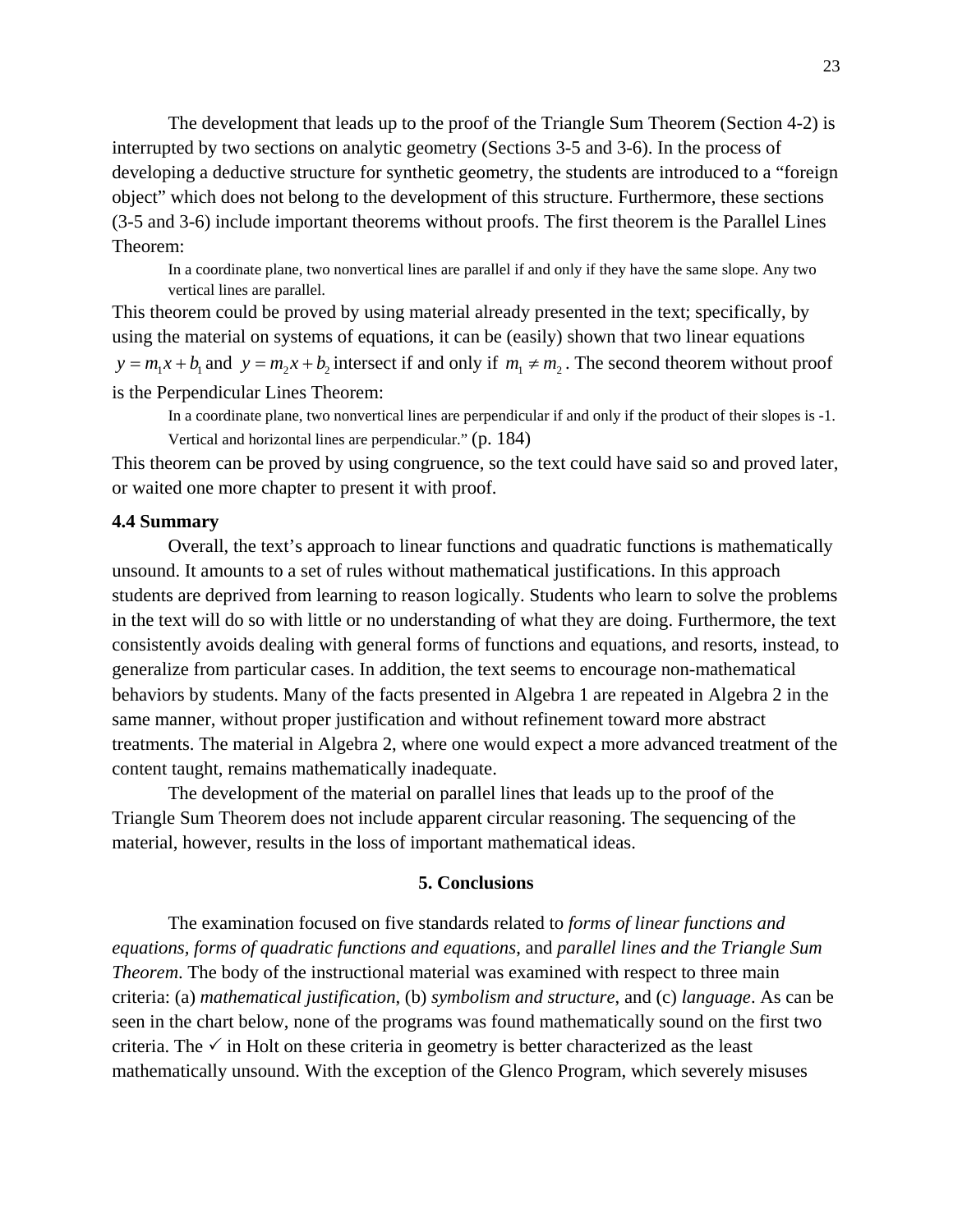The development that leads up to the proof of the Triangle Sum Theorem (Section 4-2) is interrupted by two sections on analytic geometry (Sections 3-5 and 3-6). In the process of developing a deductive structure for synthetic geometry, the students are introduced to a "foreign object" which does not belong to the development of this structure. Furthermore, these sections (3-5 and 3-6) include important theorems without proofs. The first theorem is the Parallel Lines Theorem:

> In a coordinate plane, two nonvertical lines are parallel if and only if they have the same slope. Any two vertical lines are parallel.

This theorem could be proved by using material already presented in the text; specifically, by using the material on systems of equations, it can be (easily) shown that two linear equations $y = m_1 x + b_1$ and $y = m_2 x + b_2$ intersect if and only if $m_1 \neq m_2$. The second theorem without proof is the Perpendicular Lines Theorem:

> In a coordinate plane, two nonvertical lines are perpendicular if and only if the product of their slopes is -1. Vertical and horizontal lines are perpendicular." (p. 184)

This theorem can be proved by using congruence, so the text could have said so and proved later, or waited one more chapter to present it with proof.

**4.4 Summary**

Overall, the text's approach to linear functions and quadratic functions is mathematically unsound. It amounts to a set of rules without mathematical justifications. In this approach students are deprived from learning to reason logically. Students who learn to solve the problems in the text will do so with little or no understanding of what they are doing. Furthermore, the text consistently avoids dealing with general forms of functions and equations, and resorts, instead, to generalize from particular cases. In addition, the text seems to encourage non-mathematical behaviors by students. Many of the facts presented in Algebra 1 are repeated in Algebra 2 in the same manner, without proper justification and without refinement toward more abstract treatments. The material in Algebra 2, where one would expect a more advanced treatment of the content taught, remains mathematically inadequate.

The development of the material on parallel lines that leads up to the proof of the Triangle Sum Theorem does not include apparent circular reasoning. The sequencing of the material, however, results in the loss of important mathematical ideas.

## 5. Conclusions

The examination focused on five standards related to *forms of linear functions and equations*, *forms of quadratic functions and equations*, and *parallel lines and the Triangle Sum Theorem*. The body of the instructional material was examined with respect to three main criteria: (a) *mathematical justification*, (b) *symbolism and structure*, and (c) *language*. As can be seen in the chart below, none of the programs was found mathematically sound on the first two criteria. The ✓ in Holt on these criteria in geometry is better characterized as the least mathematically unsound. With the exception of the Glenco Program, which severely misuses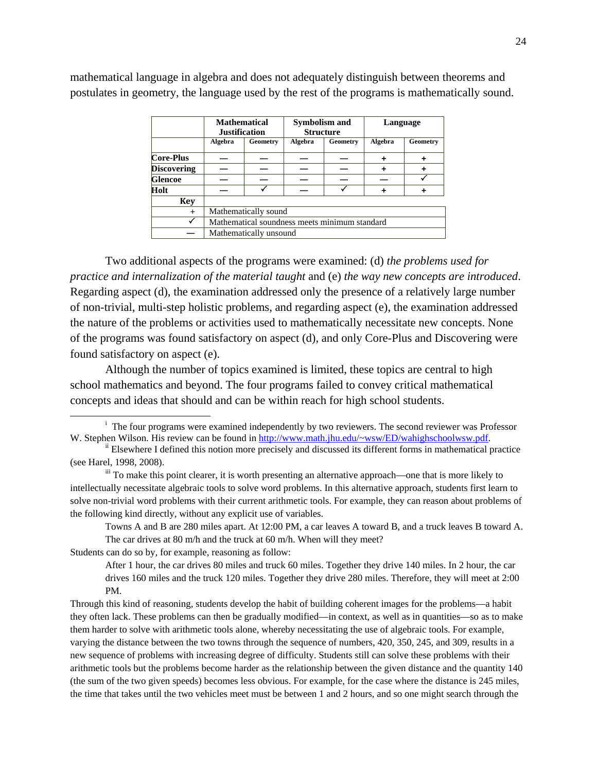mathematical language in algebra and does not adequately distinguish between theorems and postulates in geometry, the language used by the rest of the programs is mathematically sound.

| | Mathematical Justification | | Symbolism and Structure | | Language | |
|---|---|---|---|---|---|---|
| | Algebra | Geometry | Algebra | Geometry | Algebra | Geometry |
| Core-Plus | — | — | — | — | + | + |
| Discovering | — | — | — | — | + | + |
| Glencoe | — | — | — | — | — | ✓ |
| Holt | — | ✓ | — | ✓ | + | + |
| **Key** | | | | | | |
| + | Mathematically sound | | | | | |
| ✓ | Mathematical soundness meets minimum standard | | | | | |
| — | Mathematically unsound | | | | | |

Two additional aspects of the programs were examined: (d) *the problems used for practice and internalization of the material taught* and (e) *the way new concepts are introduced*. Regarding aspect (d), the examination addressed only the presence of a relatively large number of non-trivial, multi-step holistic problems, and regarding aspect (e), the examination addressed the nature of the problems or activities used to mathematically necessitate new concepts. None of the programs was found satisfactory on aspect (d), and only Core-Plus and Discovering were found satisfactory on aspect (e).

Although the number of topics examined is limited, these topics are central to high school mathematics and beyond. The four programs failed to convey critical mathematical concepts and ideas that should and can be within reach for high school students.

---

[i] The four programs were examined independently by two reviewers. The second reviewer was Professor W. Stephen Wilson. His review can be found in http://www.math.jhu.edu/~wsw/ED/wahighschoolwsw.pdf.

[ii] Elsewhere I defined this notion more precisely and discussed its different forms in mathematical practice (see Harel, 1998, 2008).

[iii] To make this point clearer, it is worth presenting an alternative approach—one that is more likely to intellectually necessitate algebraic tools to solve word problems. In this alternative approach, students first learn to solve non-trivial word problems with their current arithmetic tools. For example, they can reason about problems of the following kind directly, without any explicit use of variables.

> Towns A and B are 280 miles apart. At 12:00 PM, a car leaves A toward B, and a truck leaves B toward A. The car drives at 80 m/h and the truck at 60 m/h. When will they meet?

Students can do so by, for example, reasoning as follow:

> After 1 hour, the car drives 80 miles and truck 60 miles. Together they drive 140 miles. In 2 hour, the car drives 160 miles and the truck 120 miles. Together they drive 280 miles. Therefore, they will meet at 2:00 PM.

Through this kind of reasoning, students develop the habit of building coherent images for the problems—a habit they often lack. These problems can then be gradually modified—in context, as well as in quantities—so as to make them harder to solve with arithmetic tools alone, whereby necessitating the use of algebraic tools. For example, varying the distance between the two towns through the sequence of numbers, 420, 350, 245, and 309, results in a new sequence of problems with increasing degree of difficulty. Students still can solve these problems with their arithmetic tools but the problems become harder as the relationship between the given distance and the quantity 140 (the sum of the two given speeds) becomes less obvious. For example, for the case where the distance is 245 miles, the time that takes until the two vehicles meet must be between 1 and 2 hours, and so one might search through the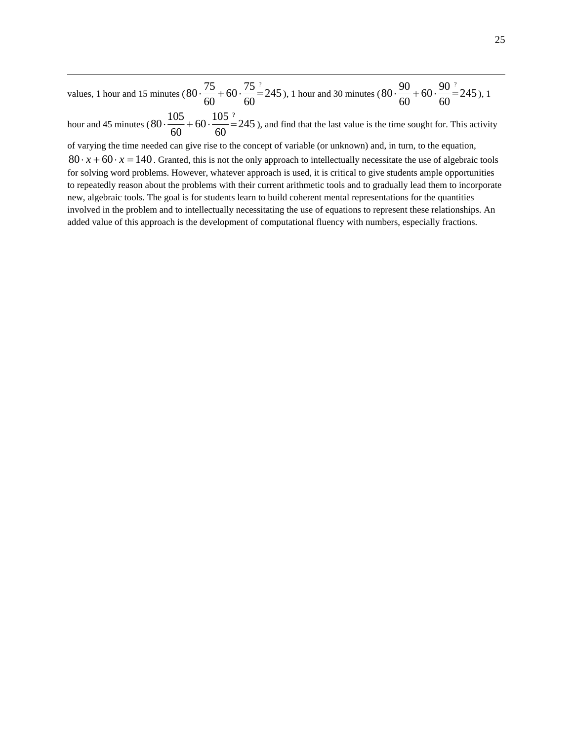values, 1 hour and 15 minutes ($80 \cdot \frac{75}{60} + 60 \cdot \frac{75}{60} \stackrel{?}{=} 245$), 1 hour and 30 minutes ($80 \cdot \frac{90}{60} + 60 \cdot \frac{90}{60} \stackrel{?}{=} 245$), 1 hour and 45 minutes ($80 \cdot \frac{105}{60} + 60 \cdot \frac{105}{60} \stackrel{?}{=} 245$), and find that the last value is the time sought for. This activity of varying the time needed can give rise to the concept of variable (or unknown) and, in turn, to the equation, $80 \cdot x + 60 \cdot x = 140$. Granted, this is not the only approach to intellectually necessitate the use of algebraic tools for solving word problems. However, whatever approach is used, it is critical to give students ample opportunities to repeatedly reason about the problems with their current arithmetic tools and to gradually lead them to incorporate new, algebraic tools. The goal is for students learn to build coherent mental representations for the quantities involved in the problem and to intellectually necessitating the use of equations to represent these relationships. An added value of this approach is the development of computational fluency with numbers, especially fractions.